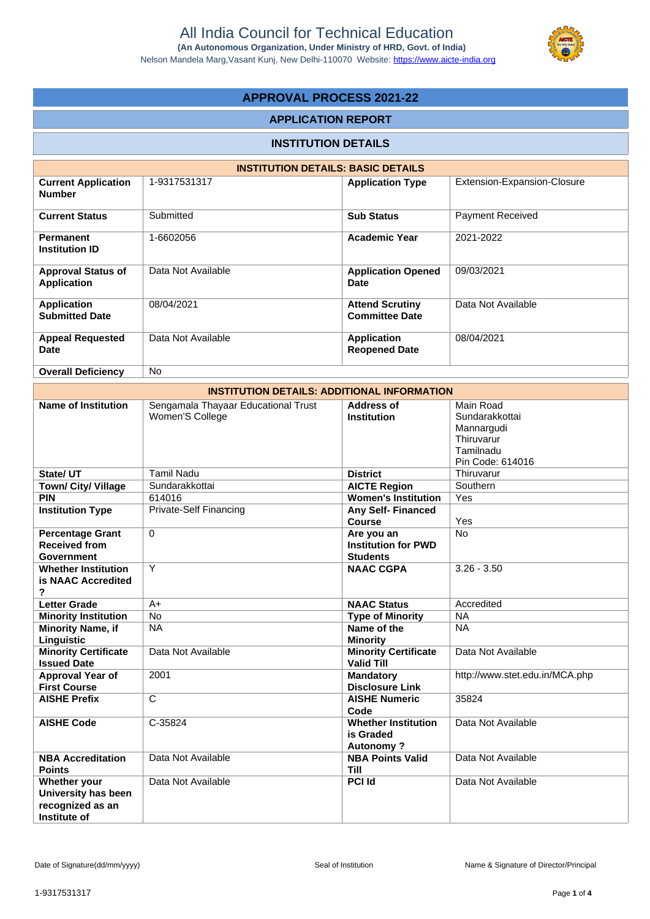# All India Council for Technical Education

**(An Autonomous Organization, Under Ministry of HRD, Govt. of India)**

Nelson Mandela Marg,Vasant Kunj, New Delhi-110070 Website: https://www.aicte-india.org

## APPROVAL PROCESS 2021-22

## APPLICATION REPORT

## INSTITUTION DETAILS

| INSTITUTION DETAILS: BASIC DETAILS | | | |
|---|---|---|---|
| **Current Application Number** | 1-9317531317 | **Application Type** | Extension-Expansion-Closure |
| **Current Status** | Submitted | **Sub Status** | Payment Received |
| **Permanent Institution ID** | 1-6602056 | **Academic Year** | 2021-2022 |
| **Approval Status of Application** | Data Not Available | **Application Opened Date** | 09/03/2021 |
| **Application Submitted Date** | 08/04/2021 | **Attend Scrutiny Committee Date** | Data Not Available |
| **Appeal Requested Date** | Data Not Available | **Application Reopened Date** | 08/04/2021 |
| **Overall Deficiency** | No | | |

| INSTITUTION DETAILS: ADDITIONAL INFORMATION | | | |
|---|---|---|---|
| **Name of Institution** | Sengamala Thayaar Educational Trust Women'S College | **Address of Institution** | Main Road Sundarakkottai Mannargudi Thiruvarur Tamilnadu Pin Code: 614016 |
| **State/ UT** | Tamil Nadu | **District** | Thiruvarur |
| **Town/ City/ Village** | Sundarakkottai | **AICTE Region** | Southern |
| **PIN** | 614016 | **Women's Institution** | Yes |
| **Institution Type** | Private-Self Financing | **Any Self- Financed Course** | Yes |
| **Percentage Grant Received from Government** | 0 | **Are you an Institution for PWD Students** | No |
| **Whether Institution is NAAC Accredited ?** | Y | **NAAC CGPA** | 3.26 - 3.50 |
| **Letter Grade** | A+ | **NAAC Status** | Accredited |
| **Minority Institution** | No | **Type of Minority** | NA |
| **Minority Name, if Linguistic** | NA | **Name of the Minority** | NA |
| **Minority Certificate Issued Date** | Data Not Available | **Minority Certificate Valid Till** | Data Not Available |
| **Approval Year of First Course** | 2001 | **Mandatory Disclosure Link** | http://www.stet.edu.in/MCA.php |
| **AISHE Prefix** | C | **AISHE Numeric Code** | 35824 |
| **AISHE Code** | C-35824 | **Whether Institution is Graded Autonomy ?** | Data Not Available |
| **NBA Accreditation Points** | Data Not Available | **NBA Points Valid Till** | Data Not Available |
| **Whether your University has been recognized as an Institute of** | Data Not Available | **PCI Id** | Data Not Available |

Date of Signature(dd/mm/yyyy) | Seal of Institution | Name & Signature of Director/Principal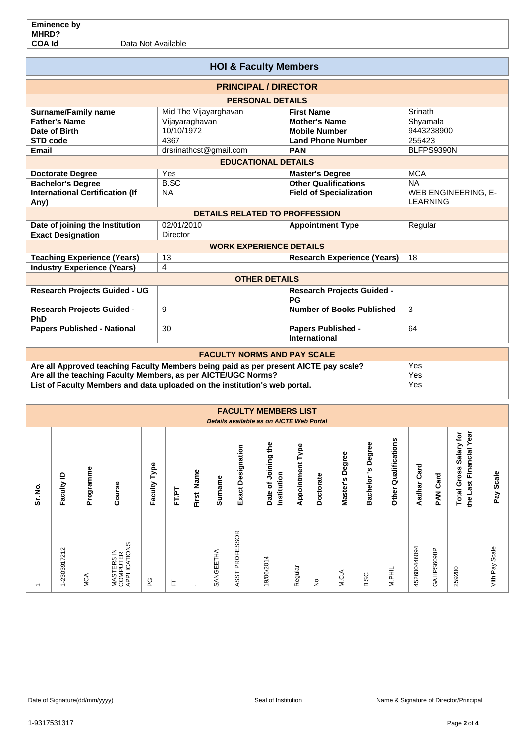| | | | |
|---|---|---|---|
| **Eminence by MHRD?** | | | |
| **COA Id** | Data Not Available | | |

## HOI & Faculty Members

### PRINCIPAL / DIRECTOR

#### PERSONAL DETAILS

| | | | |
|---|---|---|---|
| **Surname/Family name** | Mid The Vijayarghavan | **First Name** | Srinath |
| **Father's Name** | Vijayaraghavan | **Mother's Name** | Shyamala |
| **Date of Birth** | 10/10/1972 | **Mobile Number** | 9443238900 |
| **STD code** | 4367 | **Land Phone Number** | 255423 |
| **Email** | drsrinathcst@gmail.com | **PAN** | BLFPS9390N |

#### EDUCATIONAL DETAILS

| | | | |
|---|---|---|---|
| **Doctorate Degree** | Yes | **Master's Degree** | MCA |
| **Bachelor's Degree** | B.SC | **Other Qualifications** | NA |
| **International Certification (If Any)** | NA | **Field of Specialization** | WEB ENGINEERING, E-LEARNING |

#### DETAILS RELATED TO PROFFESSION

| | | | |
|---|---|---|---|
| **Date of joining the Institution** | 02/01/2010 | **Appointment Type** | Regular |
| **Exact Designation** | Director | | |

#### WORK EXPERIENCE DETAILS

| | | | |
|---|---|---|---|
| **Teaching Experience (Years)** | 13 | **Research Experience (Years)** | 18 |
| **Industry Experience (Years)** | 4 | | |

#### OTHER DETAILS

| | | | |
|---|---|---|---|
| **Research Projects Guided - UG** | | **Research Projects Guided - PG** | |
| **Research Projects Guided - PhD** | 9 | **Number of Books Published** | 3 |
| **Papers Published - National** | 30 | **Papers Published - International** | 64 |

### FACULTY NORMS AND PAY SCALE

| | |
|---|---|
| **Are all Approved teaching Faculty Members being paid as per present AICTE pay scale?** | Yes |
| **Are all the teaching Faculty Members, as per AICTE/UGC Norms?** | Yes |
| **List of Faculty Members and data uploaded on the institution's web portal.** | Yes |

### FACULTY MEMBERS LIST

*Details available as on AICTE Web Portal*

| Sr. No. | Faculty ID | Programme | Course | Faculty Type | FT/PT | First Name | Surname | Exact Designation | Date of Joining the Institution | Appointment Type | Doctorate | Master's Degree | Bachelor's Degree | Other Qualifications | Aadhar Card | PAN Card | Total Gross Salary for the Last Financial Year | Pay Scale |
|---|---|---|---|---|---|---|---|---|---|---|---|---|---|---|---|---|---|---|
| 1 | 1-2303917212 | MCA | MASTERS IN COMPUTER APPLICATIONS | PG | FT | . | SANGEETHA | ASST PROFESSOR | 19/06/2014 | Regular | No | M.C.A | B.SC | M.PHIL | 452600446094 | GAHPS6098P | 259200 | Vlth Pay Scale |

Date of Signature(dd/mm/yyyy) Seal of Institution Name & Signature of Director/Principal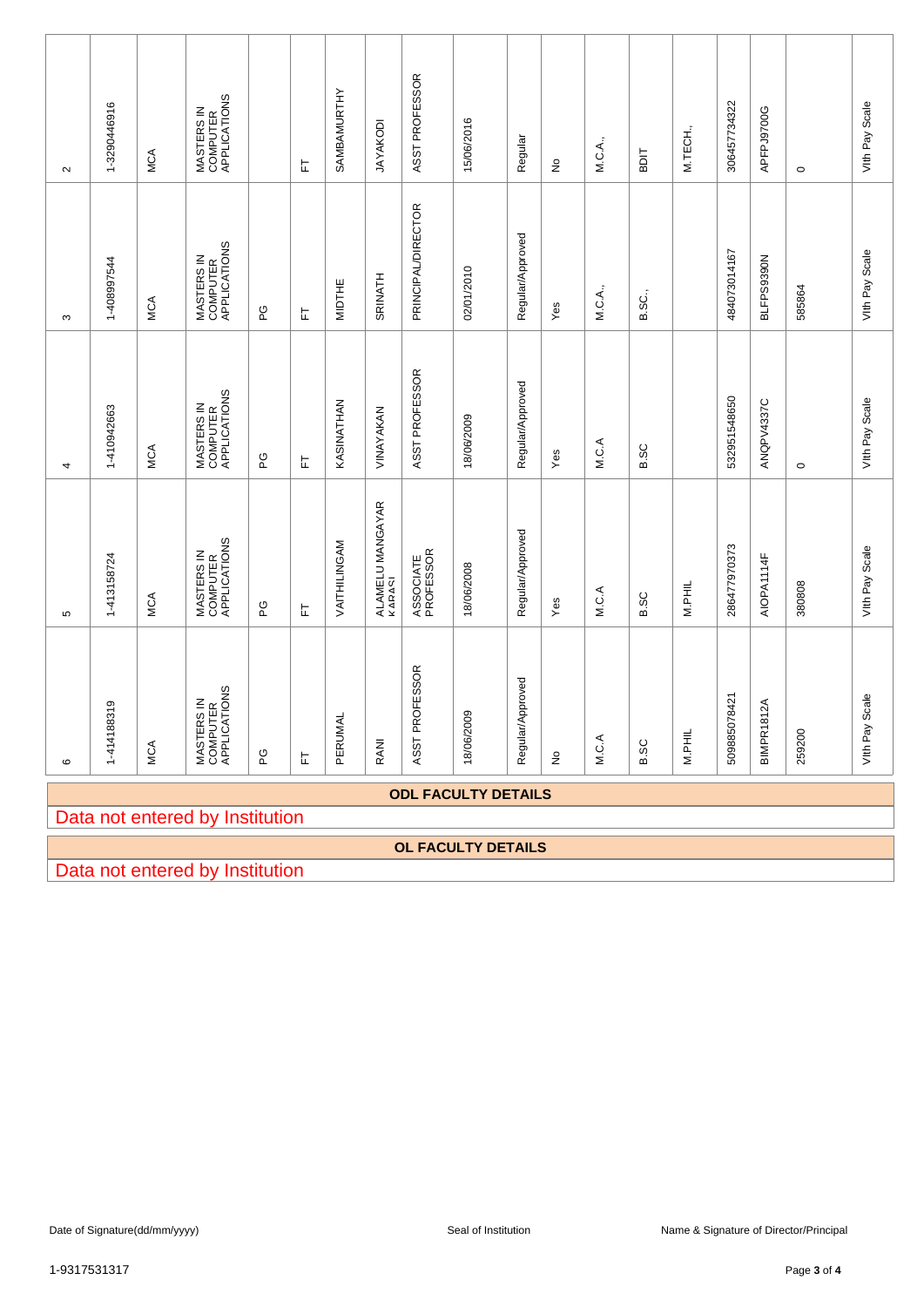| 2 | 1-3290446916 | MCA | MASTERS IN COMPUTER APPLICATIONS | | FT | SAMBAMURTHY | JAYAKODI | ASST PROFESSOR | 15/06/2016 | Regular | No | M.C.A., | BDIT | M.TECH., | 306457734322 | APFPJ9700G | 0 | VIth Pay Scale |
|---|---|---|---|---|---|---|---|---|---|---|---|---|---|---|---|---|---|---|
| 3 | 1-408997544 | MCA | MASTERS IN COMPUTER APPLICATIONS | PG | FT | MIDTHE | SRINATH | PRINCIPAL/DIRECTOR | 02/01/2010 | Regular/Approved | Yes | M.C.A., | B.SC., | | 484073014167 | BLFPS9390N | 585864 | VIth Pay Scale |
| 4 | 1-410942663 | MCA | MASTERS IN COMPUTER APPLICATIONS | PG | FT | KASINATHAN | VINAYAKAN | ASST PROFESSOR | 18/06/2009 | Regular/Approved | Yes | M.C.A | B.SC | | 532951548650 | ANQPV4337C | 0 | VIth Pay Scale |
| 5 | 1-413158724 | MCA | MASTERS IN COMPUTER APPLICATIONS | PG | FT | VAITHILINGAM | ALAMELU MANGAYAR KARASI | ASSOCIATE PROFESSOR | 18/06/2008 | Regular/Approved | Yes | M.C.A | B.SC | M.PHIL | 286477970373 | AIOPA1114F | 380808 | VIth Pay Scale |
| 6 | 1-414188319 | MCA | MASTERS IN COMPUTER APPLICATIONS | PG | FT | PERUMAL | RANI | ASST PROFESSOR | 18/06/2009 | Regular/Approved | No | M.C.A | B.SC | M.PHIL | 509885078421 | BIMPR1812A | 259200 | VIth Pay Scale |

**ODL FACULTY DETAILS**

Data not entered by Institution

**OL FACULTY DETAILS**

Data not entered by Institution

Date of Signature(dd/mm/yyyy) Seal of Institution Name & Signature of Director/Principal

1-9317531317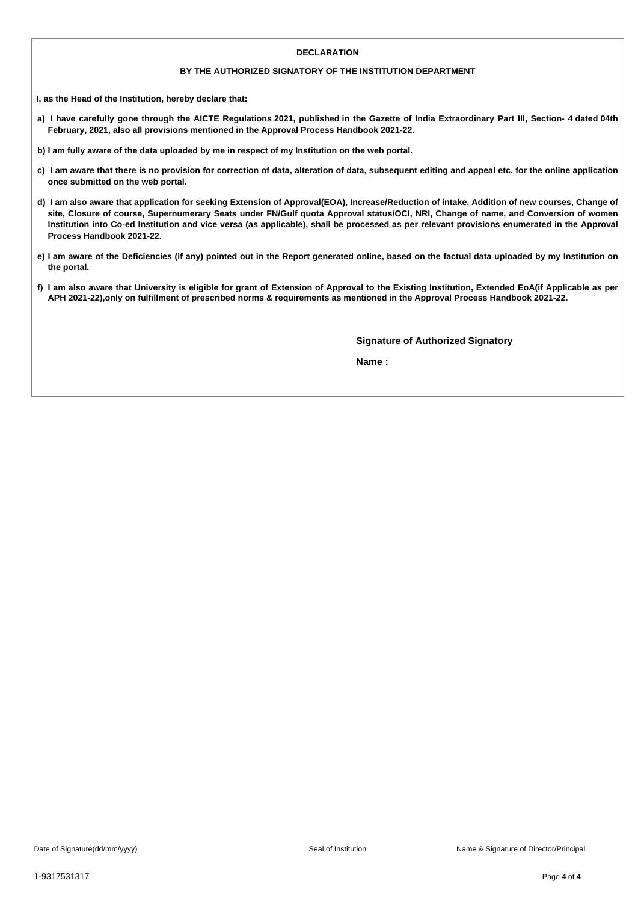## DECLARATION

### BY THE AUTHORIZED SIGNATORY OF THE INSTITUTION DEPARTMENT

**I, as the Head of the Institution, hereby declare that:**

**a) I have carefully gone through the AICTE Regulations 2021, published in the Gazette of India Extraordinary Part III, Section- 4 dated 04th February, 2021, also all provisions mentioned in the Approval Process Handbook 2021-22.**

**b) I am fully aware of the data uploaded by me in respect of my Institution on the web portal.**

**c) I am aware that there is no provision for correction of data, alteration of data, subsequent editing and appeal etc. for the online application once submitted on the web portal.**

**d) I am also aware that application for seeking Extension of Approval(EOA), Increase/Reduction of intake, Addition of new courses, Change of site, Closure of course, Supernumerary Seats under FN/Gulf quota Approval status/OCI, NRI, Change of name, and Conversion of women Institution into Co-ed Institution and vice versa (as applicable), shall be processed as per relevant provisions enumerated in the Approval Process Handbook 2021-22.**

**e) I am aware of the Deficiencies (if any) pointed out in the Report generated online, based on the factual data uploaded by my Institution on the portal.**

**f) I am also aware that University is eligible for grant of Extension of Approval to the Existing Institution, Extended EoA(if Applicable as per APH 2021-22),only on fulfillment of prescribed norms & requirements as mentioned in the Approval Process Handbook 2021-22.**

**Signature of Authorized Signatory**

**Name :**

Date of Signature(dd/mm/yyyy)

Seal of Institution

Name & Signature of Director/Principal

1-9317531317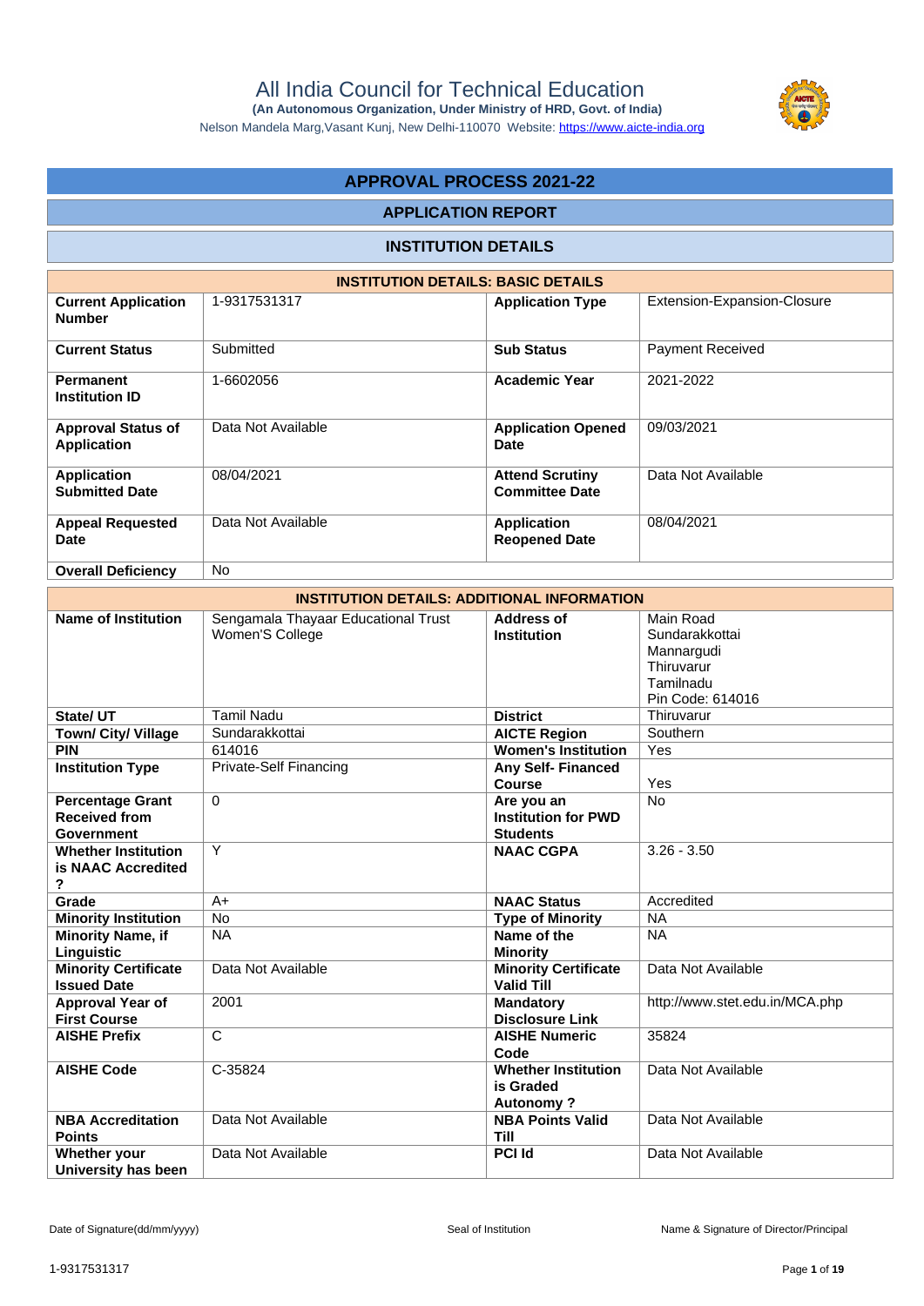# All India Council for Technical Education

**(An Autonomous Organization, Under Ministry of HRD, Govt. of India)**

Nelson Mandela Marg,Vasant Kunj, New Delhi-110070 Website: https://www.aicte-india.org

## APPROVAL PROCESS 2021-22

### APPLICATION REPORT

### INSTITUTION DETAILS

| INSTITUTION DETAILS: BASIC DETAILS | | | |
|---|---|---|---|
| **Current Application Number** | 1-9317531317 | **Application Type** | Extension-Expansion-Closure |
| **Current Status** | Submitted | **Sub Status** | Payment Received |
| **Permanent Institution ID** | 1-6602056 | **Academic Year** | 2021-2022 |
| **Approval Status of Application** | Data Not Available | **Application Opened Date** | 09/03/2021 |
| **Application Submitted Date** | 08/04/2021 | **Attend Scrutiny Committee Date** | Data Not Available |
| **Appeal Requested Date** | Data Not Available | **Application Reopened Date** | 08/04/2021 |
| **Overall Deficiency** | No | | |

| INSTITUTION DETAILS: ADDITIONAL INFORMATION | | | |
|---|---|---|---|
| **Name of Institution** | Sengamala Thayaar Educational Trust Women'S College | **Address of Institution** | Main Road Sundarakkottai Mannargudi Thiruvarur Tamilnadu Pin Code: 614016 |
| **State/ UT** | Tamil Nadu | **District** | Thiruvarur |
| **Town/ City/ Village** | Sundarakkottai | **AICTE Region** | Southern |
| **PIN** | 614016 | **Women's Institution** | Yes |
| **Institution Type** | Private-Self Financing | **Any Self- Financed Course** | Yes |
| **Percentage Grant Received from Government** | 0 | **Are you an Institution for PWD Students** | No |
| **Whether Institution is NAAC Accredited ?** | Y | **NAAC CGPA** | 3.26 - 3.50 |
| **Grade** | A+ | **NAAC Status** | Accredited |
| **Minority Institution** | No | **Type of Minority** | NA |
| **Minority Name, if Linguistic** | NA | **Name of the Minority** | NA |
| **Minority Certificate Issued Date** | Data Not Available | **Minority Certificate Valid Till** | Data Not Available |
| **Approval Year of First Course** | 2001 | **Mandatory Disclosure Link** | http://www.stet.edu.in/MCA.php |
| **AISHE Prefix** | C | **AISHE Numeric Code** | 35824 |
| **AISHE Code** | C-35824 | **Whether Institution is Graded Autonomy ?** | Data Not Available |
| **NBA Accreditation Points** | Data Not Available | **NBA Points Valid Till** | Data Not Available |
| **Whether your University has been** | Data Not Available | **PCI Id** | Data Not Available |

Date of Signature(dd/mm/yyyy) Seal of Institution Name & Signature of Director/Principal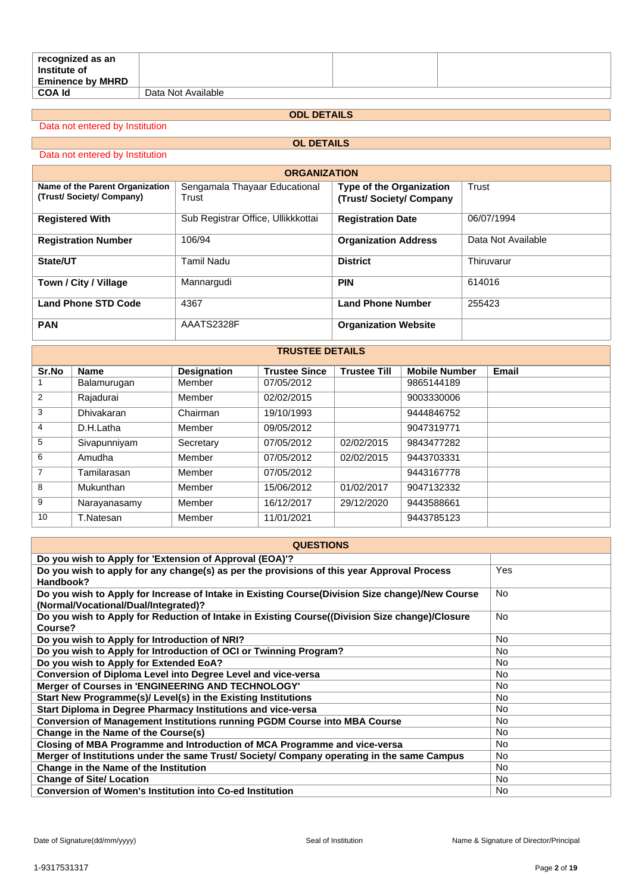| recognized as an Institute of Eminence by MHRD | | | |
|---|---|---|---|
| **COA Id** | Data Not Available | | |

## ODL DETAILS

Data not entered by Institution

## OL DETAILS

Data not entered by Institution

## ORGANIZATION

| | | | |
|---|---|---|---|
| **Name of the Parent Organization (Trust/ Society/ Company)** | Sengamala Thayaar Educational Trust | **Type of the Organization (Trust/ Society/ Company** | Trust |
| **Registered With** | Sub Registrar Office, Ullikkkottai | **Registration Date** | 06/07/1994 |
| **Registration Number** | 106/94 | **Organization Address** | Data Not Available |
| **State/UT** | Tamil Nadu | **District** | Thiruvarur |
| **Town / City / Village** | Mannargudi | **PIN** | 614016 |
| **Land Phone STD Code** | 4367 | **Land Phone Number** | 255423 |
| **PAN** | AAATS2328F | **Organization Website** | |

## TRUSTEE DETAILS

| Sr.No | Name | Designation | Trustee Since | Trustee Till | Mobile Number | Email |
|---|---|---|---|---|---|---|
| 1 | Balamurugan | Member | 07/05/2012 | | 9865144189 | |
| 2 | Rajadurai | Member | 02/02/2015 | | 9003330006 | |
| 3 | Dhivakaran | Chairman | 19/10/1993 | | 9444846752 | |
| 4 | D.H.Latha | Member | 09/05/2012 | | 9047319771 | |
| 5 | Sivapunniyam | Secretary | 07/05/2012 | 02/02/2015 | 9843477282 | |
| 6 | Amudha | Member | 07/05/2012 | 02/02/2015 | 9443703331 | |
| 7 | Tamilarasan | Member | 07/05/2012 | | 9443167778 | |
| 8 | Mukunthan | Member | 15/06/2012 | 01/02/2017 | 9047132332 | |
| 9 | Narayanasamy | Member | 16/12/2017 | 29/12/2020 | 9443588661 | |
| 10 | T.Natesan | Member | 11/01/2021 | | 9443785123 | |

## QUESTIONS

| | |
|---|---|
| **Do you wish to Apply for 'Extension of Approval (EOA)'?** | |
| **Do you wish to apply for any change(s) as per the provisions of this year Approval Process Handbook?** | Yes |
| **Do you wish to Apply for Increase of Intake in Existing Course(Division Size change)/New Course (Normal/Vocational/Dual/Integrated)?** | No |
| **Do you wish to Apply for Reduction of Intake in Existing Course((Division Size change)/Closure Course?** | No |
| **Do you wish to Apply for Introduction of NRI?** | No |
| **Do you wish to Apply for Introduction of OCI or Twinning Program?** | No |
| **Do you wish to Apply for Extended EoA?** | No |
| **Conversion of Diploma Level into Degree Level and vice-versa** | No |
| **Merger of Courses in 'ENGINEERING AND TECHNOLOGY'** | No |
| **Start New Programme(s)/ Level(s) in the Existing Institutions** | No |
| **Start Diploma in Degree Pharmacy Institutions and vice-versa** | No |
| **Conversion of Management Institutions running PGDM Course into MBA Course** | No |
| **Change in the Name of the Course(s)** | No |
| **Closing of MBA Programme and Introduction of MCA Programme and vice-versa** | No |
| **Merger of Institutions under the same Trust/ Society/ Company operating in the same Campus** | No |
| **Change in the Name of the Institution** | No |
| **Change of Site/ Location** | No |
| **Conversion of Women's Institution into Co-ed Institution** | No |

Date of Signature(dd/mm/yyyy) Seal of Institution Name & Signature of Director/Principal

1-9317531317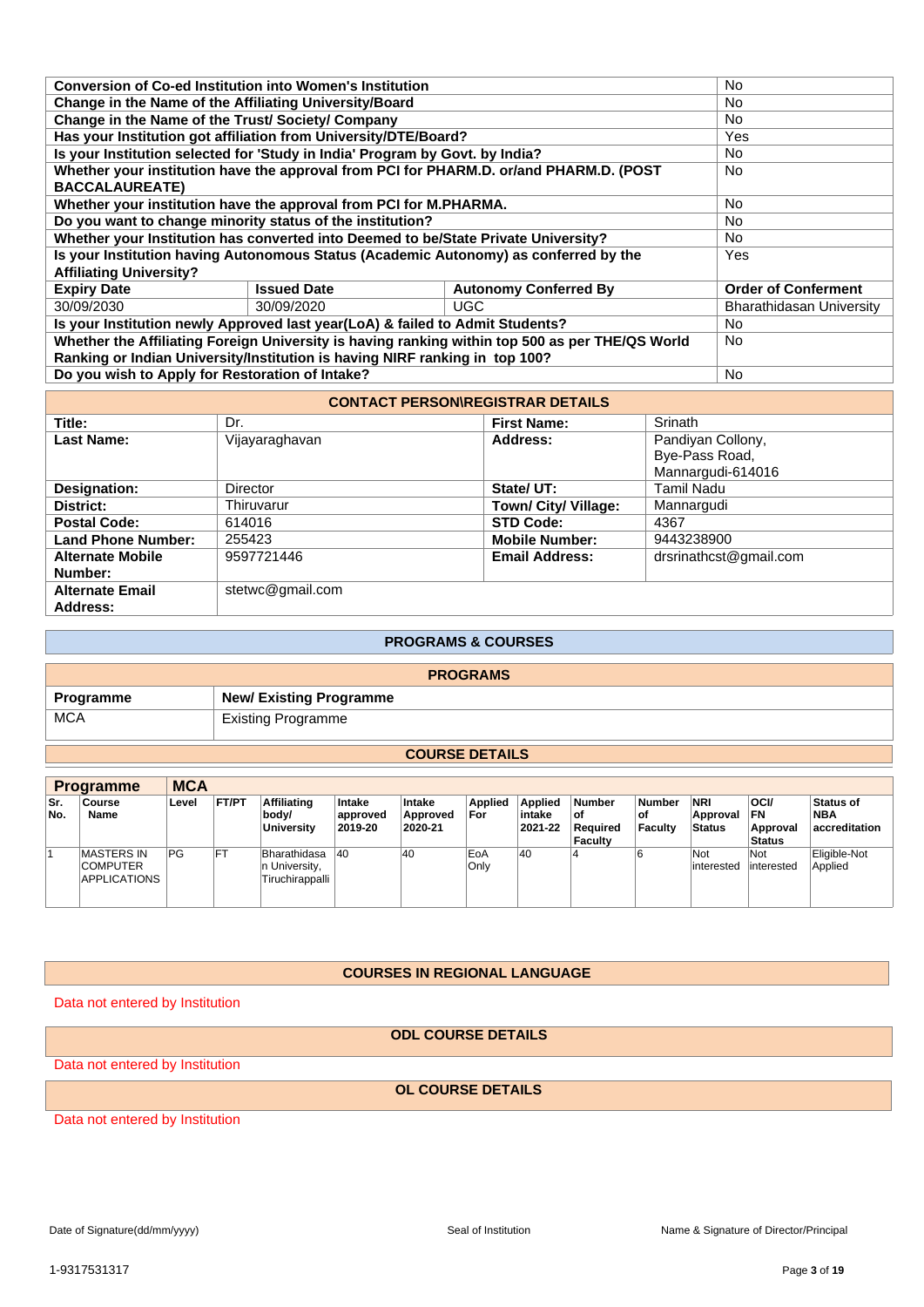| | |
|---|---|
| **Conversion of Co-ed Institution into Women's Institution** | No |
| **Change in the Name of the Affiliating University/Board** | No |
| **Change in the Name of the Trust/ Society/ Company** | No |
| **Has your Institution got affiliation from University/DTE/Board?** | Yes |
| **Is your Institution selected for 'Study in India' Program by Govt. by India?** | No |
| **Whether your institution have the approval from PCI for PHARM.D. or/and PHARM.D. (POST BACCALAUREATE)** | No |
| **Whether your institution have the approval from PCI for M.PHARMA.** | No |
| **Do you want to change minority status of the institution?** | No |
| **Whether your Institution has converted into Deemed to be/State Private University?** | No |
| **Is your Institution having Autonomous Status (Academic Autonomy) as conferred by the Affiliating University?** | Yes |

| Expiry Date | Issued Date | Autonomy Conferred By | Order of Conferment |
|---|---|---|---|
| 30/09/2030 | 30/09/2020 | UGC | Bharathidasan University |

| | |
|---|---|
| **Is your Institution newly Approved last year(LoA) & failed to Admit Students?** | No |
| **Whether the Affiliating Foreign University is having ranking within top 500 as per THE/QS World Ranking or Indian University/Institution is having NIRF ranking in top 100?** | No |
| **Do you wish to Apply for Restoration of Intake?** | No |

## CONTACT PERSON\REGISTRAR DETAILS

| | | | |
|---|---|---|---|
| **Title:** | Dr. | **First Name:** | Srinath |
| **Last Name:** | Vijayaraghavan | **Address:** | Pandiyan Collony, Bye-Pass Road, Mannargudi-614016 |
| **Designation:** | Director | **State/ UT:** | Tamil Nadu |
| **District:** | Thiruvarur | **Town/ City/ Village:** | Mannargudi |
| **Postal Code:** | 614016 | **STD Code:** | 4367 |
| **Land Phone Number:** | 255423 | **Mobile Number:** | 9443238900 |
| **Alternate Mobile Number:** | 9597721446 | **Email Address:** | drsrinathcst@gmail.com |
| **Alternate Email Address:** | stetwc@gmail.com | | |

## PROGRAMS & COURSES

### PROGRAMS

| Programme | New/ Existing Programme |
|---|---|
| MCA | Existing Programme |

### COURSE DETAILS

**Programme: MCA**

| Sr. No. | Course Name | Level | FT/PT | Affiliating body/ University | Intake approved 2019-20 | Intake Approved 2020-21 | Applied For | Applied intake 2021-22 | Number of Required Faculty | Number of Faculty | NRI Approval Status | OCI/ FN Approval Status | Status of NBA accreditation |
|---|---|---|---|---|---|---|---|---|---|---|---|---|---|
| 1 | MASTERS IN COMPUTER APPLICATIONS | PG | FT | Bharathidasan University, Tiruchirappalli | 40 | 40 | EoA Only | 40 | 4 | 6 | Not interested | Not interested | Eligible-Not Applied |

### COURSES IN REGIONAL LANGUAGE

Data not entered by Institution

### ODL COURSE DETAILS

Data not entered by Institution

### OL COURSE DETAILS

Data not entered by Institution

Date of Signature(dd/mm/yyyy) | Seal of Institution | Name & Signature of Director/Principal

1-9317531317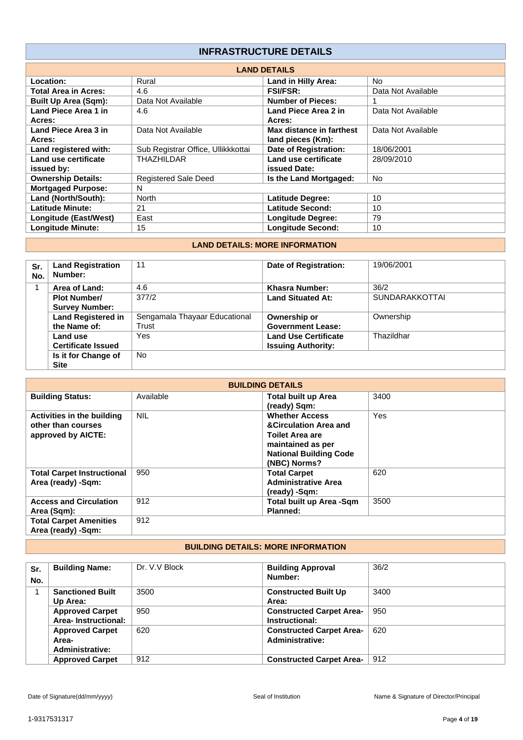# INFRASTRUCTURE DETAILS

## LAND DETAILS

| | | | |
|---|---|---|---|
| **Location:** | Rural | **Land in Hilly Area:** | No |
| **Total Area in Acres:** | 4.6 | **FSI/FSR:** | Data Not Available |
| **Built Up Area (Sqm):** | Data Not Available | **Number of Pieces:** | 1 |
| **Land Piece Area 1 in Acres:** | 4.6 | **Land Piece Area 2 in Acres:** | Data Not Available |
| **Land Piece Area 3 in Acres:** | Data Not Available | **Max distance in farthest land pieces (Km):** | Data Not Available |
| **Land registered with:** | Sub Registrar Office, Ullikkkottai | **Date of Registration:** | 18/06/2001 |
| **Land use certificate issued by:** | THAZHILDAR | **Land use certificate issued Date:** | 28/09/2010 |
| **Ownership Details:** | Registered Sale Deed | **Is the Land Mortgaged:** | No |
| **Mortgaged Purpose:** | N | | |
| **Land (North/South):** | North | **Latitude Degree:** | 10 |
| **Latitude Minute:** | 21 | **Latitude Second:** | 10 |
| **Longitude (East/West)** | East | **Longitude Degree:** | 79 |
| **Longitude Minute:** | 15 | **Longitude Second:** | 10 |

## LAND DETAILS: MORE INFORMATION

| Sr. No. | | | | |
|---|---|---|---|---|
| | **Land Registration Number:** | 11 | **Date of Registration:** | 19/06/2001 |
| 1 | **Area of Land:** | 4.6 | **Khasra Number:** | 36/2 |
| | **Plot Number/ Survey Number:** | 377/2 | **Land Situated At:** | SUNDARAKKOTTAI |
| | **Land Registered in the Name of:** | Sengamala Thayaar Educational Trust | **Ownership or Government Lease:** | Ownership |
| | **Land use Certificate Issued** | Yes | **Land Use Certificate Issuing Authority:** | Thazildhar |
| | **Is it for Change of Site** | No | | |

## BUILDING DETAILS

| | | | |
|---|---|---|---|
| **Building Status:** | Available | **Total built up Area (ready) Sqm:** | 3400 |
| **Activities in the building other than courses approved by AICTE:** | NIL | **Whether Access &Circulation Area and Toilet Area are maintained as per National Building Code (NBC) Norms?** | Yes |
| **Total Carpet Instructional Area (ready) -Sqm:** | 950 | **Total Carpet Administrative Area (ready) -Sqm:** | 620 |
| **Access and Circulation Area (Sqm):** | 912 | **Total built up Area -Sqm Planned:** | 3500 |
| **Total Carpet Amenities Area (ready) -Sqm:** | 912 | | |

## BUILDING DETAILS: MORE INFORMATION

| Sr. No. | | | | |
|---|---|---|---|---|
| | **Building Name:** | Dr. V.V Block | **Building Approval Number:** | 36/2 |
| 1 | **Sanctioned Built Up Area:** | 3500 | **Constructed Built Up Area:** | 3400 |
| | **Approved Carpet Area- Instructional:** | 950 | **Constructed Carpet Area- Instructional:** | 950 |
| | **Approved Carpet Area- Administrative:** | 620 | **Constructed Carpet Area- Administrative:** | 620 |
| | **Approved Carpet** | 912 | **Constructed Carpet Area-** | 912 |

Date of Signature(dd/mm/yyyy) Seal of Institution Name & Signature of Director/Principal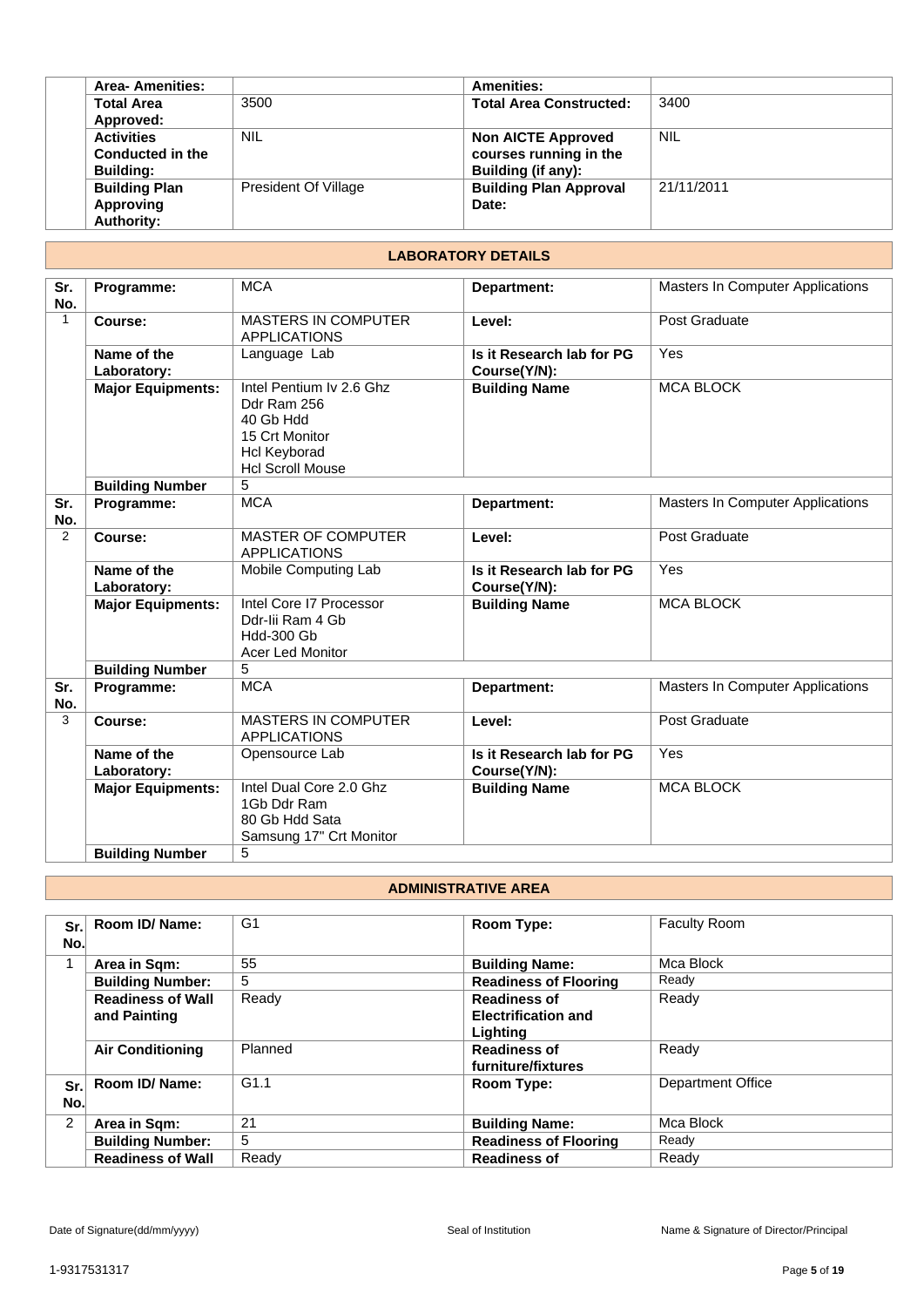| Area- Amenities: | | Amenities: | |
|---|---|---|---|
| Total Area Approved: | 3500 | Total Area Constructed: | 3400 |
| Activities Conducted in the Building: | NIL | Non AICTE Approved courses running in the Building (if any): | NIL |
| Building Plan Approving Authority: | President Of Village | Building Plan Approval Date: | 21/11/2011 |

## LABORATORY DETAILS

| Sr. No. | Programme: | MCA | Department: | Masters In Computer Applications |
|---|---|---|---|---|
| 1 | Course: | MASTERS IN COMPUTER APPLICATIONS | Level: | Post Graduate |
| | Name of the Laboratory: | Language Lab | Is it Research lab for PG Course(Y/N): | Yes |
| | Major Equipments: | Intel Pentium Iv 2.6 Ghz Ddr Ram 256 40 Gb Hdd 15 Crt Monitor Hcl Keyborad Hcl Scroll Mouse | Building Name | MCA BLOCK |
| | Building Number | 5 | | |
| Sr. No. | Programme: | MCA | Department: | Masters In Computer Applications |
| 2 | Course: | MASTER OF COMPUTER APPLICATIONS | Level: | Post Graduate |
| | Name of the Laboratory: | Mobile Computing Lab | Is it Research lab for PG Course(Y/N): | Yes |
| | Major Equipments: | Intel Core I7 Processor Ddr-Iii Ram 4 Gb Hdd-300 Gb Acer Led Monitor | Building Name | MCA BLOCK |
| | Building Number | 5 | | |
| Sr. No. | Programme: | MCA | Department: | Masters In Computer Applications |
| 3 | Course: | MASTERS IN COMPUTER APPLICATIONS | Level: | Post Graduate |
| | Name of the Laboratory: | Opensource Lab | Is it Research lab for PG Course(Y/N): | Yes |
| | Major Equipments: | Intel Dual Core 2.0 Ghz 1Gb Ddr Ram 80 Gb Hdd Sata Samsung 17" Crt Monitor | Building Name | MCA BLOCK |
| | Building Number | 5 | | |

## ADMINISTRATIVE AREA

| Sr. No. | Room ID/ Name: | G1 | Room Type: | Faculty Room |
|---|---|---|---|---|
| 1 | Area in Sqm: | 55 | Building Name: | Mca Block |
| | Building Number: | 5 | Readiness of Flooring | Ready |
| | Readiness of Wall and Painting | Ready | Readiness of Electrification and Lighting | Ready |
| | Air Conditioning | Planned | Readiness of furniture/fixtures | Ready |
| Sr. No. | Room ID/ Name: | G1.1 | Room Type: | Department Office |
| 2 | Area in Sqm: | 21 | Building Name: | Mca Block |
| | Building Number: | 5 | Readiness of Flooring | Ready |
| | Readiness of Wall | Ready | Readiness of | Ready |

Date of Signature(dd/mm/yyyy) | Seal of Institution | Name & Signature of Director/Principal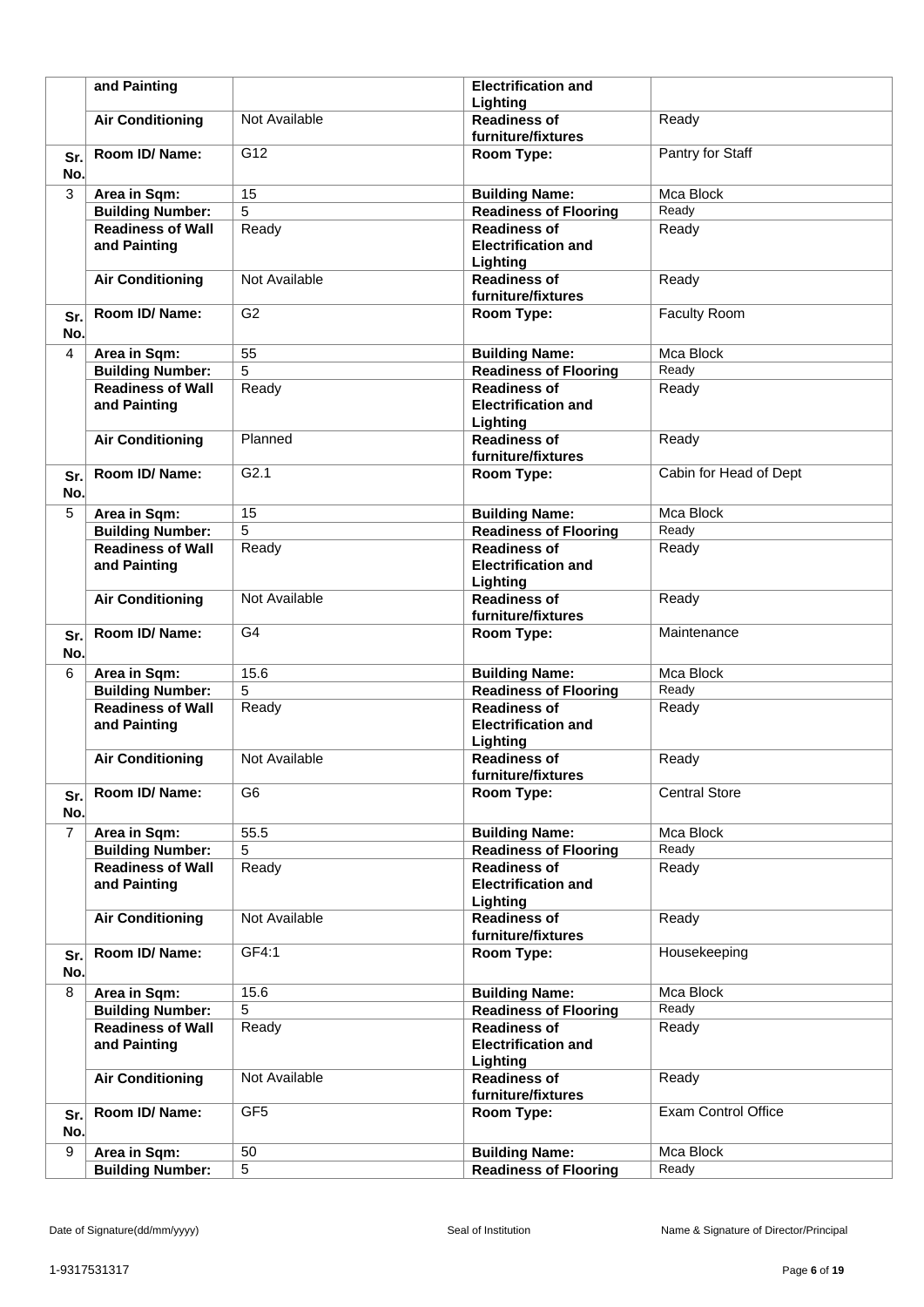|  | and Painting |  | Electrification and Lighting |  |
|---|---|---|---|---|
|  | **Air Conditioning** | Not Available | **Readiness of furniture/fixtures** | Ready |
| **Sr. No.** | **Room ID/ Name:** | G12 | **Room Type:** | Pantry for Staff |
| 3 | **Area in Sqm:** | 15 | **Building Name:** | Mca Block |
|  | **Building Number:** | 5 | **Readiness of Flooring** | Ready |
|  | **Readiness of Wall and Painting** | Ready | **Readiness of Electrification and Lighting** | Ready |
|  | **Air Conditioning** | Not Available | **Readiness of furniture/fixtures** | Ready |
| **Sr. No.** | **Room ID/ Name:** | G2 | **Room Type:** | Faculty Room |
| 4 | **Area in Sqm:** | 55 | **Building Name:** | Mca Block |
|  | **Building Number:** | 5 | **Readiness of Flooring** | Ready |
|  | **Readiness of Wall and Painting** | Ready | **Readiness of Electrification and Lighting** | Ready |
|  | **Air Conditioning** | Planned | **Readiness of furniture/fixtures** | Ready |
| **Sr. No.** | **Room ID/ Name:** | G2.1 | **Room Type:** | Cabin for Head of Dept |
| 5 | **Area in Sqm:** | 15 | **Building Name:** | Mca Block |
|  | **Building Number:** | 5 | **Readiness of Flooring** | Ready |
|  | **Readiness of Wall and Painting** | Ready | **Readiness of Electrification and Lighting** | Ready |
|  | **Air Conditioning** | Not Available | **Readiness of furniture/fixtures** | Ready |
| **Sr. No.** | **Room ID/ Name:** | G4 | **Room Type:** | Maintenance |
| 6 | **Area in Sqm:** | 15.6 | **Building Name:** | Mca Block |
|  | **Building Number:** | 5 | **Readiness of Flooring** | Ready |
|  | **Readiness of Wall and Painting** | Ready | **Readiness of Electrification and Lighting** | Ready |
|  | **Air Conditioning** | Not Available | **Readiness of furniture/fixtures** | Ready |
| **Sr. No.** | **Room ID/ Name:** | G6 | **Room Type:** | Central Store |
| 7 | **Area in Sqm:** | 55.5 | **Building Name:** | Mca Block |
|  | **Building Number:** | 5 | **Readiness of Flooring** | Ready |
|  | **Readiness of Wall and Painting** | Ready | **Readiness of Electrification and Lighting** | Ready |
|  | **Air Conditioning** | Not Available | **Readiness of furniture/fixtures** | Ready |
| **Sr. No.** | **Room ID/ Name:** | GF4:1 | **Room Type:** | Housekeeping |
| 8 | **Area in Sqm:** | 15.6 | **Building Name:** | Mca Block |
|  | **Building Number:** | 5 | **Readiness of Flooring** | Ready |
|  | **Readiness of Wall and Painting** | Ready | **Readiness of Electrification and Lighting** | Ready |
|  | **Air Conditioning** | Not Available | **Readiness of furniture/fixtures** | Ready |
| **Sr. No.** | **Room ID/ Name:** | GF5 | **Room Type:** | Exam Control Office |
| 9 | **Area in Sqm:** | 50 | **Building Name:** | Mca Block |
|  | **Building Number:** | 5 | **Readiness of Flooring** | Ready |

Date of Signature(dd/mm/yyyy) Seal of Institution Name & Signature of Director/Principal

1-9317531317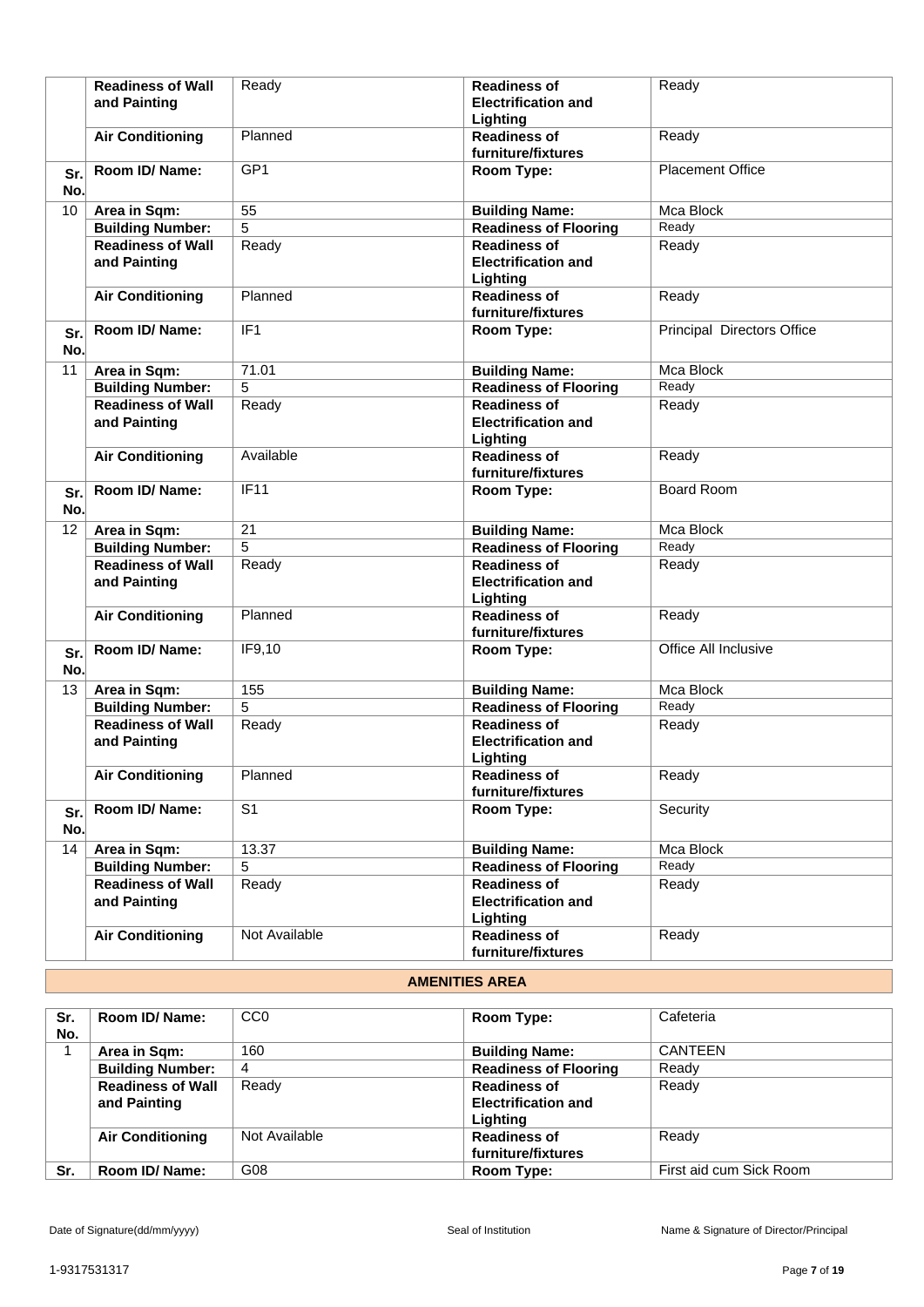| Sr. No. | | | | |
|---|---|---|---|---|
| | **Readiness of Wall and Painting** | Ready | **Readiness of Electrification and Lighting** | Ready |
| | **Air Conditioning** | Planned | **Readiness of furniture/fixtures** | Ready |
| **Sr. No.** | **Room ID/ Name:** | GP1 | **Room Type:** | Placement Office |
| 10 | **Area in Sqm:** | 55 | **Building Name:** | Mca Block |
| | **Building Number:** | 5 | **Readiness of Flooring** | Ready |
| | **Readiness of Wall and Painting** | Ready | **Readiness of Electrification and Lighting** | Ready |
| | **Air Conditioning** | Planned | **Readiness of furniture/fixtures** | Ready |
| **Sr. No.** | **Room ID/ Name:** | IF1 | **Room Type:** | Principal Directors Office |
| 11 | **Area in Sqm:** | 71.01 | **Building Name:** | Mca Block |
| | **Building Number:** | 5 | **Readiness of Flooring** | Ready |
| | **Readiness of Wall and Painting** | Ready | **Readiness of Electrification and Lighting** | Ready |
| | **Air Conditioning** | Available | **Readiness of furniture/fixtures** | Ready |
| **Sr. No.** | **Room ID/ Name:** | IF11 | **Room Type:** | Board Room |
| 12 | **Area in Sqm:** | 21 | **Building Name:** | Mca Block |
| | **Building Number:** | 5 | **Readiness of Flooring** | Ready |
| | **Readiness of Wall and Painting** | Ready | **Readiness of Electrification and Lighting** | Ready |
| | **Air Conditioning** | Planned | **Readiness of furniture/fixtures** | Ready |
| **Sr. No.** | **Room ID/ Name:** | IF9,10 | **Room Type:** | Office All Inclusive |
| 13 | **Area in Sqm:** | 155 | **Building Name:** | Mca Block |
| | **Building Number:** | 5 | **Readiness of Flooring** | Ready |
| | **Readiness of Wall and Painting** | Ready | **Readiness of Electrification and Lighting** | Ready |
| | **Air Conditioning** | Planned | **Readiness of furniture/fixtures** | Ready |
| **Sr. No.** | **Room ID/ Name:** | S1 | **Room Type:** | Security |
| 14 | **Area in Sqm:** | 13.37 | **Building Name:** | Mca Block |
| | **Building Number:** | 5 | **Readiness of Flooring** | Ready |
| | **Readiness of Wall and Painting** | Ready | **Readiness of Electrification and Lighting** | Ready |
| | **Air Conditioning** | Not Available | **Readiness of furniture/fixtures** | Ready |

## AMENITIES AREA

| Sr. No. | Room ID/ Name: | CC0 | Room Type: | Cafeteria |
|---|---|---|---|---|
| 1 | **Area in Sqm:** | 160 | **Building Name:** | CANTEEN |
| | **Building Number:** | 4 | **Readiness of Flooring** | Ready |
| | **Readiness of Wall and Painting** | Ready | **Readiness of Electrification and Lighting** | Ready |
| | **Air Conditioning** | Not Available | **Readiness of furniture/fixtures** | Ready |
| **Sr.** | **Room ID/ Name:** | G08 | **Room Type:** | First aid cum Sick Room |

Date of Signature(dd/mm/yyyy) | Seal of Institution | Name & Signature of Director/Principal

1-9317531317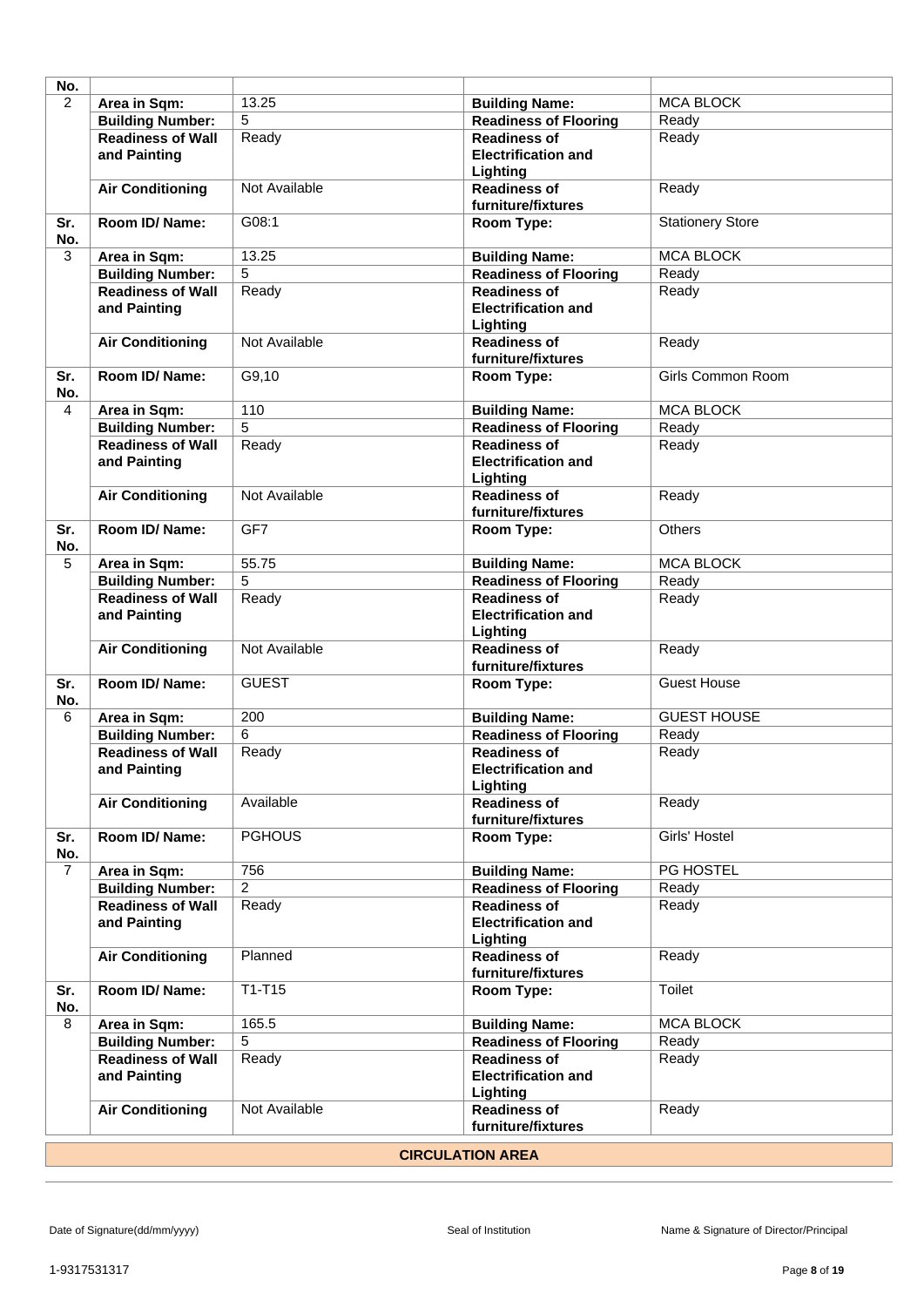| No. | | | | |
|---|---|---|---|---|
| 2 | **Area in Sqm:** | 13.25 | **Building Name:** | MCA BLOCK |
| | **Building Number:** | 5 | **Readiness of Flooring** | Ready |
| | **Readiness of Wall and Painting** | Ready | **Readiness of Electrification and Lighting** | Ready |
| | **Air Conditioning** | Not Available | **Readiness of furniture/fixtures** | Ready |
| **Sr. No.** | **Room ID/ Name:** | G08:1 | **Room Type:** | Stationery Store |
| 3 | **Area in Sqm:** | 13.25 | **Building Name:** | MCA BLOCK |
| | **Building Number:** | 5 | **Readiness of Flooring** | Ready |
| | **Readiness of Wall and Painting** | Ready | **Readiness of Electrification and Lighting** | Ready |
| | **Air Conditioning** | Not Available | **Readiness of furniture/fixtures** | Ready |
| **Sr. No.** | **Room ID/ Name:** | G9,10 | **Room Type:** | Girls Common Room |
| 4 | **Area in Sqm:** | 110 | **Building Name:** | MCA BLOCK |
| | **Building Number:** | 5 | **Readiness of Flooring** | Ready |
| | **Readiness of Wall and Painting** | Ready | **Readiness of Electrification and Lighting** | Ready |
| | **Air Conditioning** | Not Available | **Readiness of furniture/fixtures** | Ready |
| **Sr. No.** | **Room ID/ Name:** | GF7 | **Room Type:** | Others |
| 5 | **Area in Sqm:** | 55.75 | **Building Name:** | MCA BLOCK |
| | **Building Number:** | 5 | **Readiness of Flooring** | Ready |
| | **Readiness of Wall and Painting** | Ready | **Readiness of Electrification and Lighting** | Ready |
| | **Air Conditioning** | Not Available | **Readiness of furniture/fixtures** | Ready |
| **Sr. No.** | **Room ID/ Name:** | GUEST | **Room Type:** | Guest House |
| 6 | **Area in Sqm:** | 200 | **Building Name:** | GUEST HOUSE |
| | **Building Number:** | 6 | **Readiness of Flooring** | Ready |
| | **Readiness of Wall and Painting** | Ready | **Readiness of Electrification and Lighting** | Ready |
| | **Air Conditioning** | Available | **Readiness of furniture/fixtures** | Ready |
| **Sr. No.** | **Room ID/ Name:** | PGHOUS | **Room Type:** | Girls' Hostel |
| 7 | **Area in Sqm:** | 756 | **Building Name:** | PG HOSTEL |
| | **Building Number:** | 2 | **Readiness of Flooring** | Ready |
| | **Readiness of Wall and Painting** | Ready | **Readiness of Electrification and Lighting** | Ready |
| | **Air Conditioning** | Planned | **Readiness of furniture/fixtures** | Ready |
| **Sr. No.** | **Room ID/ Name:** | T1-T15 | **Room Type:** | Toilet |
| 8 | **Area in Sqm:** | 165.5 | **Building Name:** | MCA BLOCK |
| | **Building Number:** | 5 | **Readiness of Flooring** | Ready |
| | **Readiness of Wall and Painting** | Ready | **Readiness of Electrification and Lighting** | Ready |
| | **Air Conditioning** | Not Available | **Readiness of furniture/fixtures** | Ready |

**CIRCULATION AREA**

Date of Signature(dd/mm/yyyy) Seal of Institution Name & Signature of Director/Principal

1-9317531317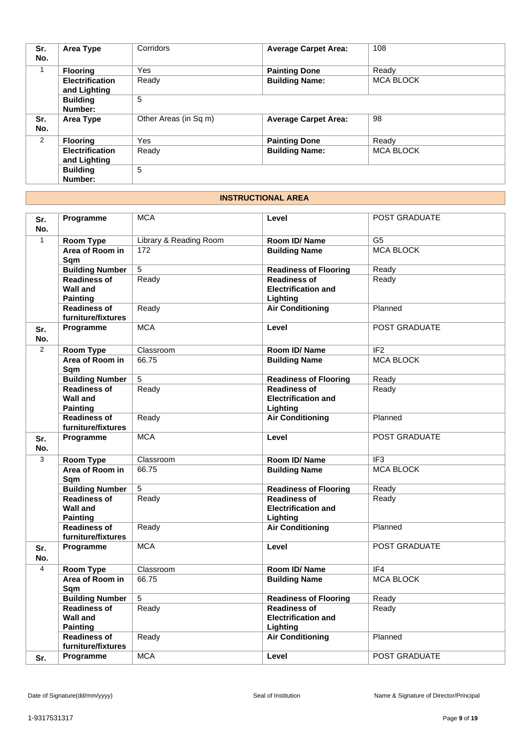| Sr. No. | Area Type | Corridors | Average Carpet Area: | 108 |
|---|---|---|---|---|
| 1 | **Flooring** | Yes | **Painting Done** | Ready |
| | **Electrification and Lighting** | Ready | **Building Name:** | MCA BLOCK |
| | **Building Number:** | 5 | | |
| **Sr. No.** | **Area Type** | Other Areas (in Sq m) | **Average Carpet Area:** | 98 |
| 2 | **Flooring** | Yes | **Painting Done** | Ready |
| | **Electrification and Lighting** | Ready | **Building Name:** | MCA BLOCK |
| | **Building Number:** | 5 | | |

## INSTRUCTIONAL AREA

| Sr. No. | Programme | MCA | Level | POST GRADUATE |
|---|---|---|---|---|
| 1 | **Room Type** | Library & Reading Room | **Room ID/ Name** | G5 |
| | **Area of Room in Sqm** | 172 | **Building Name** | MCA BLOCK |
| | **Building Number** | 5 | **Readiness of Flooring** | Ready |
| | **Readiness of Wall and Painting** | Ready | **Readiness of Electrification and Lighting** | Ready |
| | **Readiness of furniture/fixtures** | Ready | **Air Conditioning** | Planned |
| **Sr. No.** | **Programme** | MCA | **Level** | POST GRADUATE |
| 2 | **Room Type** | Classroom | **Room ID/ Name** | IF2 |
| | **Area of Room in Sqm** | 66.75 | **Building Name** | MCA BLOCK |
| | **Building Number** | 5 | **Readiness of Flooring** | Ready |
| | **Readiness of Wall and Painting** | Ready | **Readiness of Electrification and Lighting** | Ready |
| | **Readiness of furniture/fixtures** | Ready | **Air Conditioning** | Planned |
| **Sr. No.** | **Programme** | MCA | **Level** | POST GRADUATE |
| 3 | **Room Type** | Classroom | **Room ID/ Name** | IF3 |
| | **Area of Room in Sqm** | 66.75 | **Building Name** | MCA BLOCK |
| | **Building Number** | 5 | **Readiness of Flooring** | Ready |
| | **Readiness of Wall and Painting** | Ready | **Readiness of Electrification and Lighting** | Ready |
| | **Readiness of furniture/fixtures** | Ready | **Air Conditioning** | Planned |
| **Sr. No.** | **Programme** | MCA | **Level** | POST GRADUATE |
| 4 | **Room Type** | Classroom | **Room ID/ Name** | IF4 |
| | **Area of Room in Sqm** | 66.75 | **Building Name** | MCA BLOCK |
| | **Building Number** | 5 | **Readiness of Flooring** | Ready |
| | **Readiness of Wall and Painting** | Ready | **Readiness of Electrification and Lighting** | Ready |
| | **Readiness of furniture/fixtures** | Ready | **Air Conditioning** | Planned |
| **Sr.** | **Programme** | MCA | **Level** | POST GRADUATE |

Date of Signature(dd/mm/yyyy) | Seal of Institution | Name & Signature of Director/Principal

1-9317531317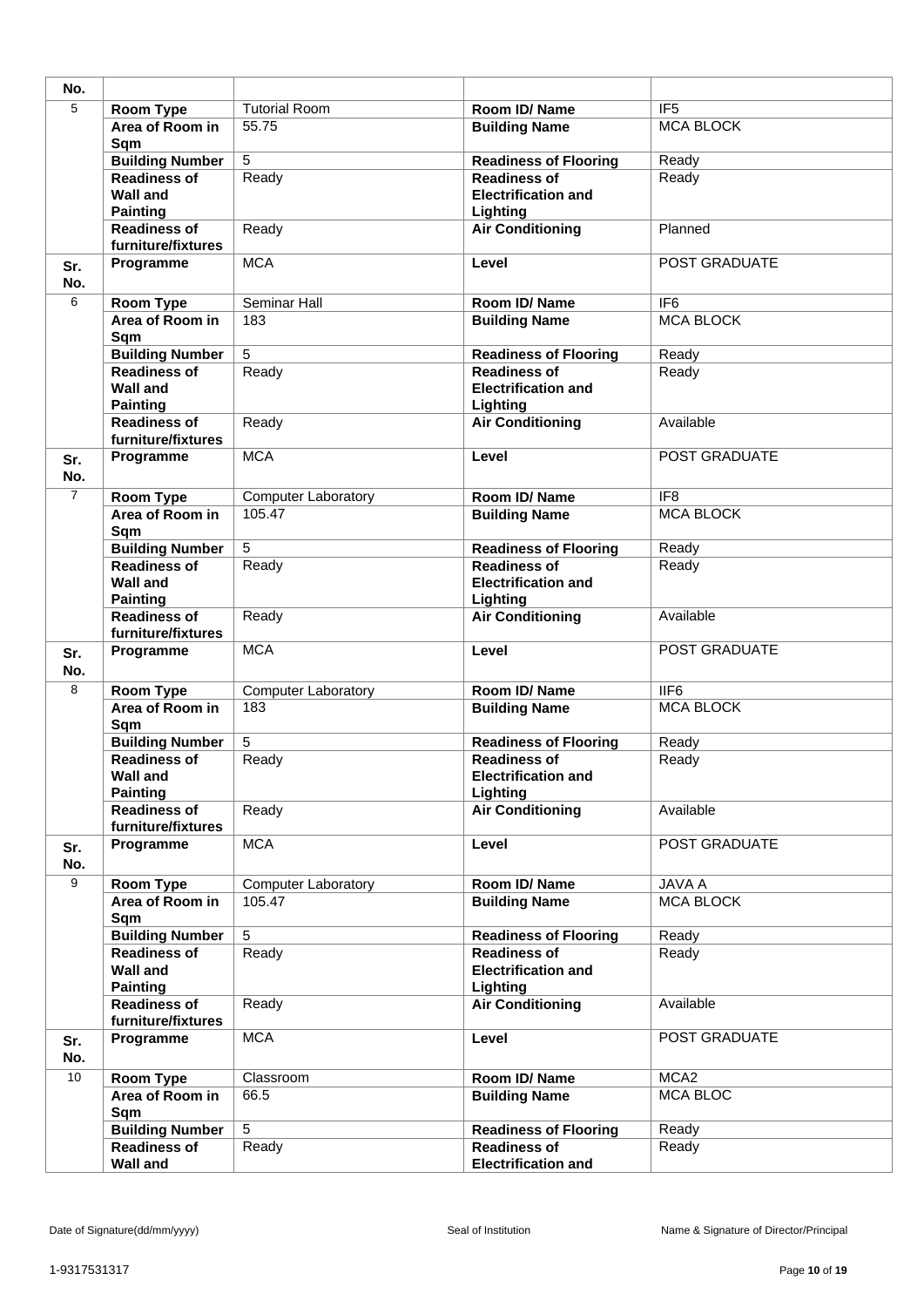| No. | | | | |
|---|---|---|---|---|
| 5 | **Room Type** | Tutorial Room | **Room ID/ Name** | IF5 |
| | **Area of Room in Sqm** | 55.75 | **Building Name** | MCA BLOCK |
| | **Building Number** | 5 | **Readiness of Flooring** | Ready |
| | **Readiness of Wall and Painting** | Ready | **Readiness of Electrification and Lighting** | Ready |
| | **Readiness of furniture/fixtures** | Ready | **Air Conditioning** | Planned |
| **Sr. No.** | **Programme** | MCA | **Level** | POST GRADUATE |
| 6 | **Room Type** | Seminar Hall | **Room ID/ Name** | IF6 |
| | **Area of Room in Sqm** | 183 | **Building Name** | MCA BLOCK |
| | **Building Number** | 5 | **Readiness of Flooring** | Ready |
| | **Readiness of Wall and Painting** | Ready | **Readiness of Electrification and Lighting** | Ready |
| | **Readiness of furniture/fixtures** | Ready | **Air Conditioning** | Available |
| **Sr. No.** | **Programme** | MCA | **Level** | POST GRADUATE |
| 7 | **Room Type** | Computer Laboratory | **Room ID/ Name** | IF8 |
| | **Area of Room in Sqm** | 105.47 | **Building Name** | MCA BLOCK |
| | **Building Number** | 5 | **Readiness of Flooring** | Ready |
| | **Readiness of Wall and Painting** | Ready | **Readiness of Electrification and Lighting** | Ready |
| | **Readiness of furniture/fixtures** | Ready | **Air Conditioning** | Available |
| **Sr. No.** | **Programme** | MCA | **Level** | POST GRADUATE |
| 8 | **Room Type** | Computer Laboratory | **Room ID/ Name** | IIF6 |
| | **Area of Room in Sqm** | 183 | **Building Name** | MCA BLOCK |
| | **Building Number** | 5 | **Readiness of Flooring** | Ready |
| | **Readiness of Wall and Painting** | Ready | **Readiness of Electrification and Lighting** | Ready |
| | **Readiness of furniture/fixtures** | Ready | **Air Conditioning** | Available |
| **Sr. No.** | **Programme** | MCA | **Level** | POST GRADUATE |
| 9 | **Room Type** | Computer Laboratory | **Room ID/ Name** | JAVA A |
| | **Area of Room in Sqm** | 105.47 | **Building Name** | MCA BLOCK |
| | **Building Number** | 5 | **Readiness of Flooring** | Ready |
| | **Readiness of Wall and Painting** | Ready | **Readiness of Electrification and Lighting** | Ready |
| | **Readiness of furniture/fixtures** | Ready | **Air Conditioning** | Available |
| **Sr. No.** | **Programme** | MCA | **Level** | POST GRADUATE |
| 10 | **Room Type** | Classroom | **Room ID/ Name** | MCA2 |
| | **Area of Room in Sqm** | 66.5 | **Building Name** | MCA BLOC |
| | **Building Number** | 5 | **Readiness of Flooring** | Ready |
| | **Readiness of Wall and** | Ready | **Readiness of Electrification and** | Ready |

Date of Signature(dd/mm/yyyy) Seal of Institution Name & Signature of Director/Principal

1-9317531317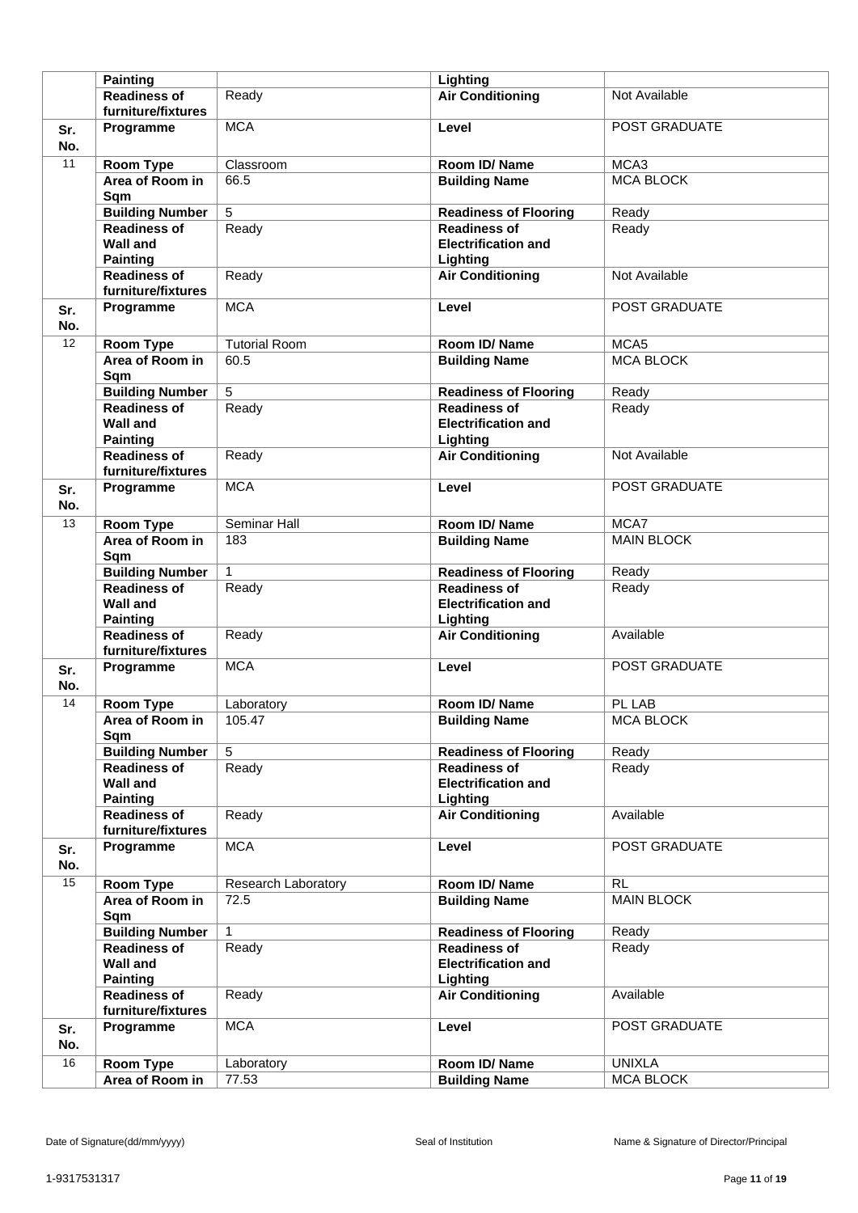| | | | | |
|---|---|---|---|---|
| | **Painting** | | **Lighting** | |
| | **Readiness of furniture/fixtures** | Ready | **Air Conditioning** | Not Available |
| **Sr. No.** | **Programme** | MCA | **Level** | POST GRADUATE |
| 11 | **Room Type** | Classroom | **Room ID/ Name** | MCA3 |
| | **Area of Room in Sqm** | 66.5 | **Building Name** | MCA BLOCK |
| | **Building Number** | 5 | **Readiness of Flooring** | Ready |
| | **Readiness of Wall and Painting** | Ready | **Readiness of Electrification and Lighting** | Ready |
| | **Readiness of furniture/fixtures** | Ready | **Air Conditioning** | Not Available |
| **Sr. No.** | **Programme** | MCA | **Level** | POST GRADUATE |
| 12 | **Room Type** | Tutorial Room | **Room ID/ Name** | MCA5 |
| | **Area of Room in Sqm** | 60.5 | **Building Name** | MCA BLOCK |
| | **Building Number** | 5 | **Readiness of Flooring** | Ready |
| | **Readiness of Wall and Painting** | Ready | **Readiness of Electrification and Lighting** | Ready |
| | **Readiness of furniture/fixtures** | Ready | **Air Conditioning** | Not Available |
| **Sr. No.** | **Programme** | MCA | **Level** | POST GRADUATE |
| 13 | **Room Type** | Seminar Hall | **Room ID/ Name** | MCA7 |
| | **Area of Room in Sqm** | 183 | **Building Name** | MAIN BLOCK |
| | **Building Number** | 1 | **Readiness of Flooring** | Ready |
| | **Readiness of Wall and Painting** | Ready | **Readiness of Electrification and Lighting** | Ready |
| | **Readiness of furniture/fixtures** | Ready | **Air Conditioning** | Available |
| **Sr. No.** | **Programme** | MCA | **Level** | POST GRADUATE |
| 14 | **Room Type** | Laboratory | **Room ID/ Name** | PL LAB |
| | **Area of Room in Sqm** | 105.47 | **Building Name** | MCA BLOCK |
| | **Building Number** | 5 | **Readiness of Flooring** | Ready |
| | **Readiness of Wall and Painting** | Ready | **Readiness of Electrification and Lighting** | Ready |
| | **Readiness of furniture/fixtures** | Ready | **Air Conditioning** | Available |
| **Sr. No.** | **Programme** | MCA | **Level** | POST GRADUATE |
| 15 | **Room Type** | Research Laboratory | **Room ID/ Name** | RL |
| | **Area of Room in Sqm** | 72.5 | **Building Name** | MAIN BLOCK |
| | **Building Number** | 1 | **Readiness of Flooring** | Ready |
| | **Readiness of Wall and Painting** | Ready | **Readiness of Electrification and Lighting** | Ready |
| | **Readiness of furniture/fixtures** | Ready | **Air Conditioning** | Available |
| **Sr. No.** | **Programme** | MCA | **Level** | POST GRADUATE |
| 16 | **Room Type** | Laboratory | **Room ID/ Name** | UNIXLA |
| | **Area of Room in** | 77.53 | **Building Name** | MCA BLOCK |

Date of Signature(dd/mm/yyyy) Seal of Institution Name & Signature of Director/Principal

1-9317531317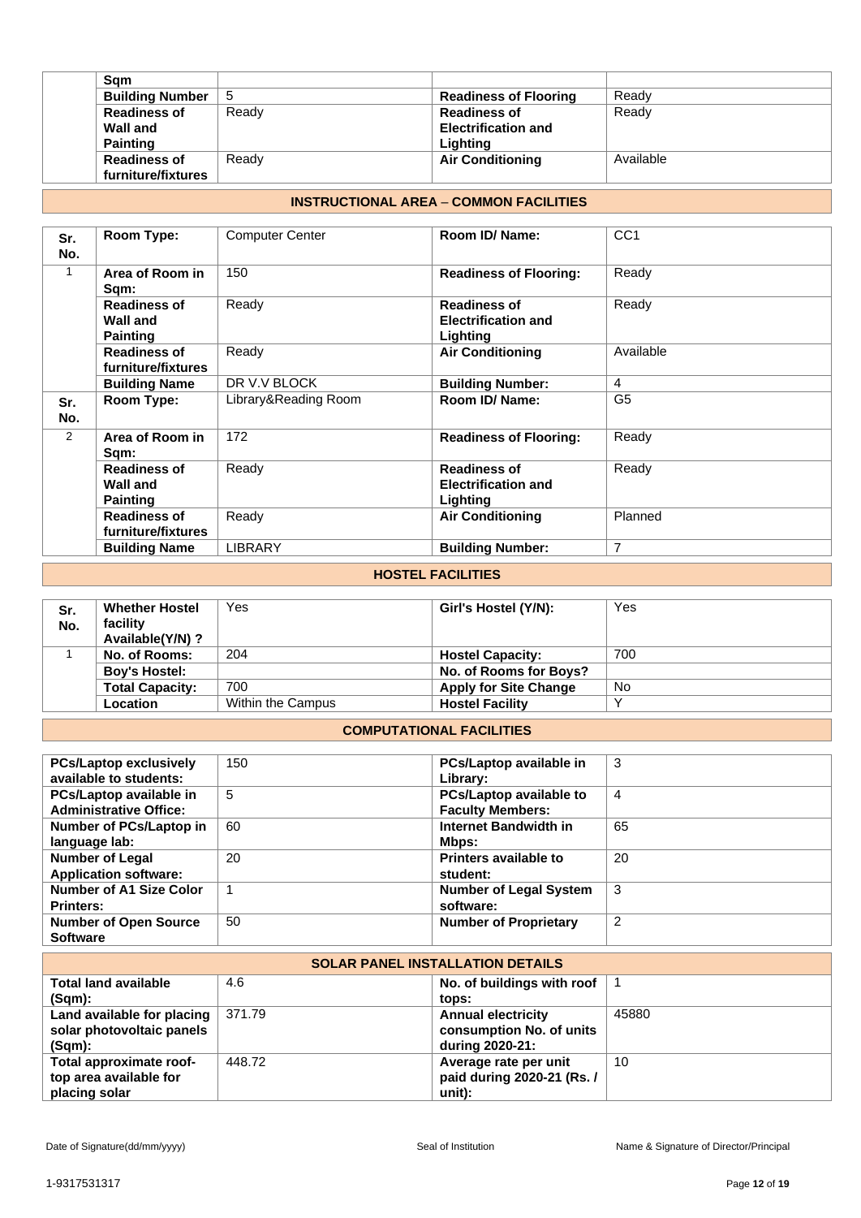| | Sqm | | | |
|---|---|---|---|---|
| | **Building Number** | 5 | **Readiness of Flooring** | Ready |
| | **Readiness of Wall and Painting** | Ready | **Readiness of Electrification and Lighting** | Ready |
| | **Readiness of furniture/fixtures** | Ready | **Air Conditioning** | Available |

## INSTRUCTIONAL AREA – COMMON FACILITIES

| Sr. No. | Room Type: | Computer Center | Room ID/ Name: | CC1 |
|---|---|---|---|---|
| 1 | **Area of Room in Sqm:** | 150 | **Readiness of Flooring:** | Ready |
| | **Readiness of Wall and Painting** | Ready | **Readiness of Electrification and Lighting** | Ready |
| | **Readiness of furniture/fixtures** | Ready | **Air Conditioning** | Available |
| | **Building Name** | DR V.V BLOCK | **Building Number:** | 4 |
| **Sr. No.** | **Room Type:** | Library&Reading Room | **Room ID/ Name:** | G5 |
| 2 | **Area of Room in Sqm:** | 172 | **Readiness of Flooring:** | Ready |
| | **Readiness of Wall and Painting** | Ready | **Readiness of Electrification and Lighting** | Ready |
| | **Readiness of furniture/fixtures** | Ready | **Air Conditioning** | Planned |
| | **Building Name** | LIBRARY | **Building Number:** | 7 |

## HOSTEL FACILITIES

| Sr. No. | Whether Hostel facility Available(Y/N) ? | Yes | Girl's Hostel (Y/N): | Yes |
|---|---|---|---|---|
| 1 | **No. of Rooms:** | 204 | **Hostel Capacity:** | 700 |
| | **Boy's Hostel:** | | **No. of Rooms for Boys?** | |
| | **Total Capacity:** | 700 | **Apply for Site Change** | No |
| | **Location** | Within the Campus | **Hostel Facility** | Y |

## COMPUTATIONAL FACILITIES

| | | | |
|---|---|---|---|
| **PCs/Laptop exclusively available to students:** | 150 | **PCs/Laptop available in Library:** | 3 |
| **PCs/Laptop available in Administrative Office:** | 5 | **PCs/Laptop available to Faculty Members:** | 4 |
| **Number of PCs/Laptop in language lab:** | 60 | **Internet Bandwidth in Mbps:** | 65 |
| **Number of Legal Application software:** | 20 | **Printers available to student:** | 20 |
| **Number of A1 Size Color Printers:** | 1 | **Number of Legal System software:** | 3 |
| **Number of Open Source Software** | 50 | **Number of Proprietary** | 2 |

## SOLAR PANEL INSTALLATION DETAILS

| | | | |
|---|---|---|---|
| **Total land available (Sqm):** | 4.6 | **No. of buildings with roof tops:** | 1 |
| **Land available for placing solar photovoltaic panels (Sqm):** | 371.79 | **Annual electricity consumption No. of units during 2020-21:** | 45880 |
| **Total approximate roof-top area available for placing solar** | 448.72 | **Average rate per unit paid during 2020-21 (Rs. / unit):** | 10 |

Date of Signature(dd/mm/yyyy) &nbsp;&nbsp;&nbsp; Seal of Institution &nbsp;&nbsp;&nbsp; Name & Signature of Director/Principal

1-9317531317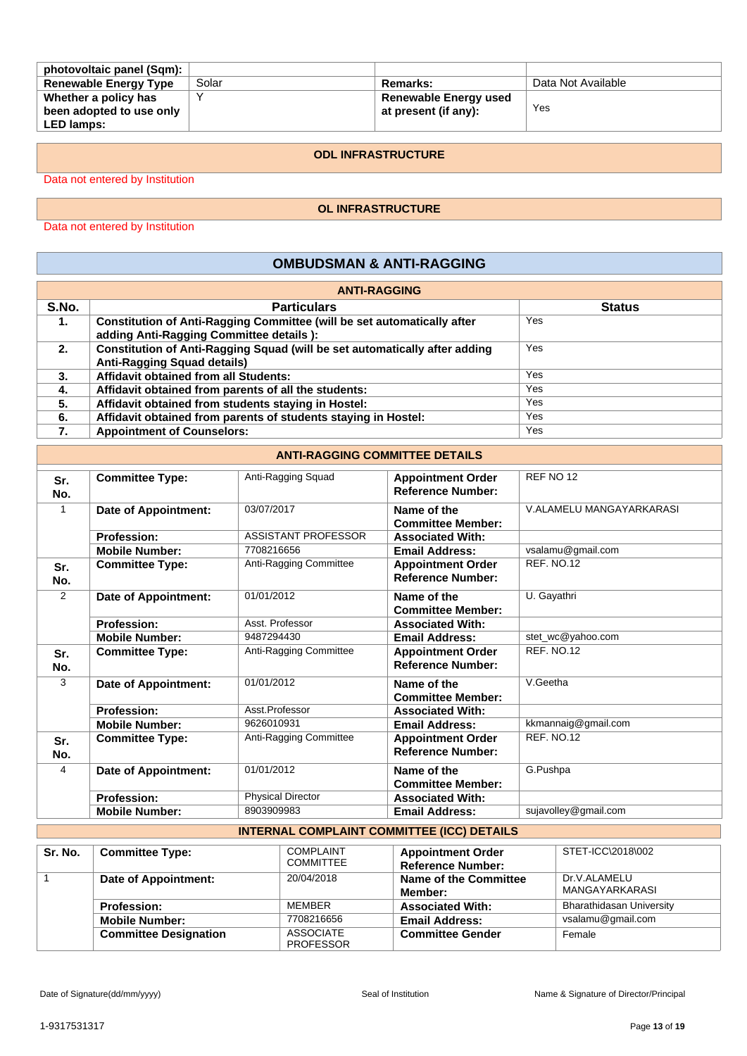| photovoltaic panel (Sqm): | | | |
|---|---|---|---|
| **Renewable Energy Type** | Solar | **Remarks:** | Data Not Available |
| **Whether a policy has been adopted to use only LED lamps:** | Y | **Renewable Energy used at present (if any):** | Yes |

## ODL INFRASTRUCTURE

Data not entered by Institution

## OL INFRASTRUCTURE

Data not entered by Institution

## OMBUDSMAN & ANTI-RAGGING

### ANTI-RAGGING

| S.No. | Particulars | Status |
|---|---|---|
| 1. | **Constitution of Anti-Ragging Committee (will be set automatically after adding Anti-Ragging Committee details ):** | Yes |
| 2. | **Constitution of Anti-Ragging Squad (will be set automatically after adding Anti-Ragging Squad details)** | Yes |
| 3. | **Affidavit obtained from all Students:** | Yes |
| 4. | **Affidavit obtained from parents of all the students:** | Yes |
| 5. | **Affidavit obtained from students staying in Hostel:** | Yes |
| 6. | **Affidavit obtained from parents of students staying in Hostel:** | Yes |
| 7. | **Appointment of Counselors:** | Yes |

### ANTI-RAGGING COMMITTEE DETAILS

| Sr. No. | Committee Type: | Anti-Ragging Squad | Appointment Order Reference Number: | REF NO 12 |
|---|---|---|---|---|
| 1 | **Date of Appointment:** | 03/07/2017 | **Name of the Committee Member:** | V.ALAMELU MANGAYARKARASI |
| | **Profession:** | ASSISTANT PROFESSOR | **Associated With:** | |
| | **Mobile Number:** | 7708216656 | **Email Address:** | vsalamu@gmail.com |
| **Sr. No.** | **Committee Type:** | Anti-Ragging Committee | **Appointment Order Reference Number:** | REF. NO.12 |
| 2 | **Date of Appointment:** | 01/01/2012 | **Name of the Committee Member:** | U. Gayathri |
| | **Profession:** | Asst. Professor | **Associated With:** | |
| | **Mobile Number:** | 9487294430 | **Email Address:** | stet_wc@yahoo.com |
| **Sr. No.** | **Committee Type:** | Anti-Ragging Committee | **Appointment Order Reference Number:** | REF. NO.12 |
| 3 | **Date of Appointment:** | 01/01/2012 | **Name of the Committee Member:** | V.Geetha |
| | **Profession:** | Asst.Professor | **Associated With:** | |
| | **Mobile Number:** | 9626010931 | **Email Address:** | kkmannaig@gmail.com |
| **Sr. No.** | **Committee Type:** | Anti-Ragging Committee | **Appointment Order Reference Number:** | REF. NO.12 |
| 4 | **Date of Appointment:** | 01/01/2012 | **Name of the Committee Member:** | G.Pushpa |
| | **Profession:** | Physical Director | **Associated With:** | |
| | **Mobile Number:** | 8903909983 | **Email Address:** | sujavolley@gmail.com |

### INTERNAL COMPLAINT COMMITTEE (ICC) DETAILS

| Sr. No. | Committee Type: | COMPLAINT COMMITTEE | Appointment Order Reference Number: | STET-ICC\2018\002 |
|---|---|---|---|---|
| 1 | **Date of Appointment:** | 20/04/2018 | **Name of the Committee Member:** | Dr.V.ALAMELU MANGAYARKARASI |
| | **Profession:** | MEMBER | **Associated With:** | Bharathidasan University |
| | **Mobile Number:** | 7708216656 | **Email Address:** | vsalamu@gmail.com |
| | **Committee Designation** | ASSOCIATE PROFESSOR | **Committee Gender** | Female |

Date of Signature(dd/mm/yyyy) | Seal of Institution | Name & Signature of Director/Principal

1-9317531317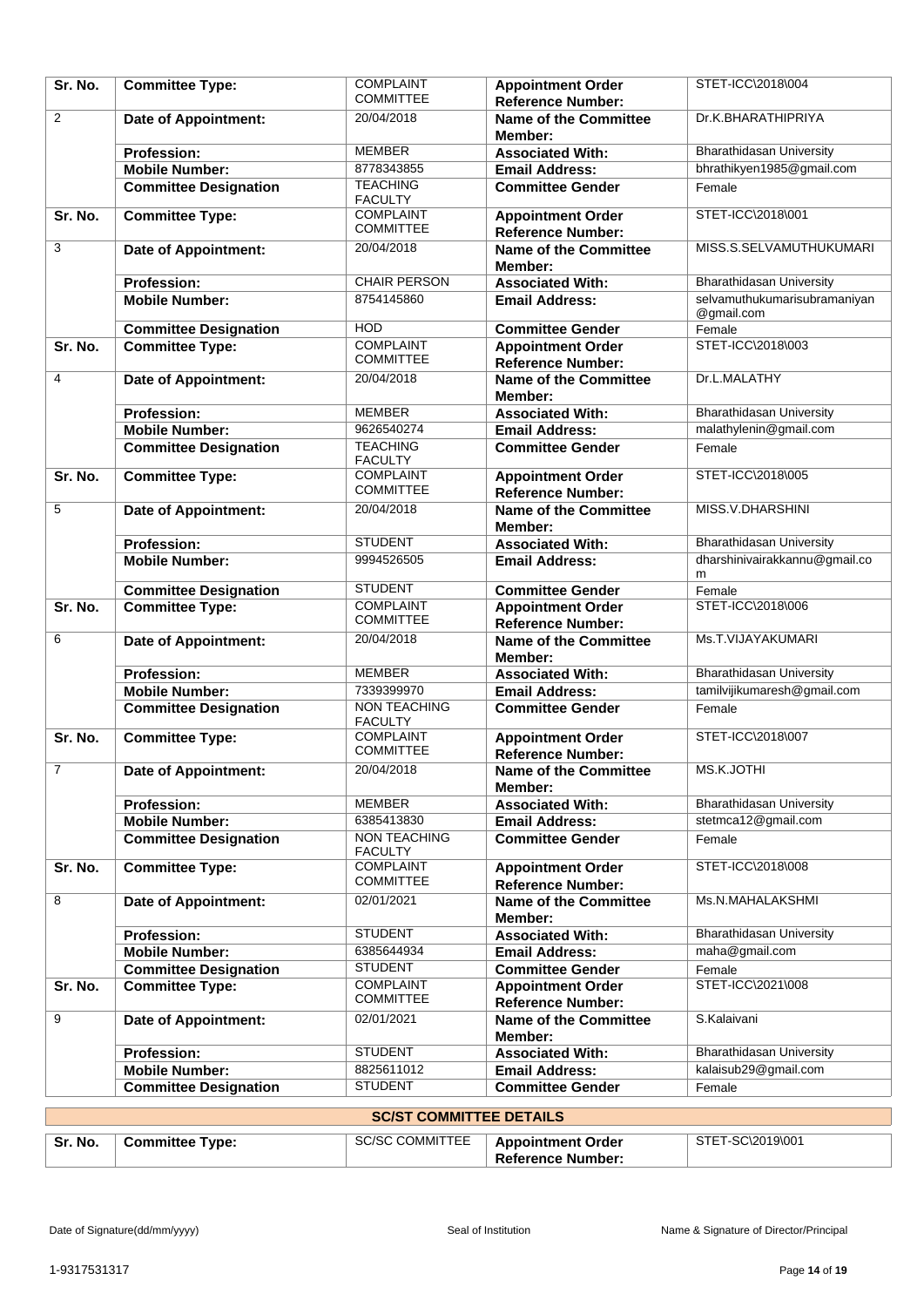| Sr. No. | Committee Type: | COMPLAINT COMMITTEE | Appointment Order Reference Number: | STET-ICC\2018\004 |
|---|---|---|---|---|
| 2 | Date of Appointment: | 20/04/2018 | Name of the Committee Member: | Dr.K.BHARATHIPRIYA |
| | Profession: | MEMBER | Associated With: | Bharathidasan University |
| | Mobile Number: | 8778343855 | Email Address: | bhrathikyen1985@gmail.com |
| | Committee Designation | TEACHING FACULTY | Committee Gender | Female |
| Sr. No. | Committee Type: | COMPLAINT COMMITTEE | Appointment Order Reference Number: | STET-ICC\2018\001 |
| 3 | Date of Appointment: | 20/04/2018 | Name of the Committee Member: | MISS.S.SELVAMUTHUKUMARI |
| | Profession: | CHAIR PERSON | Associated With: | Bharathidasan University |
| | Mobile Number: | 8754145860 | Email Address: | selvamuthukumarisubramaniyan@gmail.com |
| | Committee Designation | HOD | Committee Gender | Female |
| Sr. No. | Committee Type: | COMPLAINT COMMITTEE | Appointment Order Reference Number: | STET-ICC\2018\003 |
| 4 | Date of Appointment: | 20/04/2018 | Name of the Committee Member: | Dr.L.MALATHY |
| | Profession: | MEMBER | Associated With: | Bharathidasan University |
| | Mobile Number: | 9626540274 | Email Address: | malathylenin@gmail.com |
| | Committee Designation | TEACHING FACULTY | Committee Gender | Female |
| Sr. No. | Committee Type: | COMPLAINT COMMITTEE | Appointment Order Reference Number: | STET-ICC\2018\005 |
| 5 | Date of Appointment: | 20/04/2018 | Name of the Committee Member: | MISS.V.DHARSHINI |
| | Profession: | STUDENT | Associated With: | Bharathidasan University |
| | Mobile Number: | 9994526505 | Email Address: | dharshinivairakkannu@gmail.com |
| | Committee Designation | STUDENT | Committee Gender | Female |
| Sr. No. | Committee Type: | COMPLAINT COMMITTEE | Appointment Order Reference Number: | STET-ICC\2018\006 |
| 6 | Date of Appointment: | 20/04/2018 | Name of the Committee Member: | Ms.T.VIJAYAKUMARI |
| | Profession: | MEMBER | Associated With: | Bharathidasan University |
| | Mobile Number: | 7339399970 | Email Address: | tamilvijikumaresh@gmail.com |
| | Committee Designation | NON TEACHING FACULTY | Committee Gender | Female |
| Sr. No. | Committee Type: | COMPLAINT COMMITTEE | Appointment Order Reference Number: | STET-ICC\2018\007 |
| 7 | Date of Appointment: | 20/04/2018 | Name of the Committee Member: | MS.K.JOTHI |
| | Profession: | MEMBER | Associated With: | Bharathidasan University |
| | Mobile Number: | 6385413830 | Email Address: | stetmca12@gmail.com |
| | Committee Designation | NON TEACHING FACULTY | Committee Gender | Female |
| Sr. No. | Committee Type: | COMPLAINT COMMITTEE | Appointment Order Reference Number: | STET-ICC\2018\008 |
| 8 | Date of Appointment: | 02/01/2021 | Name of the Committee Member: | Ms.N.MAHALAKSHMI |
| | Profession: | STUDENT | Associated With: | Bharathidasan University |
| | Mobile Number: | 6385644934 | Email Address: | maha@gmail.com |
| | Committee Designation | STUDENT | Committee Gender | Female |
| Sr. No. | Committee Type: | COMPLAINT COMMITTEE | Appointment Order Reference Number: | STET-ICC\2021\008 |
| 9 | Date of Appointment: | 02/01/2021 | Name of the Committee Member: | S.Kalaivani |
| | Profession: | STUDENT | Associated With: | Bharathidasan University |
| | Mobile Number: | 8825611012 | Email Address: | kalaisub29@gmail.com |
| | Committee Designation | STUDENT | Committee Gender | Female |

## SC/ST COMMITTEE DETAILS

| Sr. No. | Committee Type: | SC/SC COMMITTEE | Appointment Order Reference Number: | STET-SC\2019\001 |
|---|---|---|---|---|

Date of Signature(dd/mm/yyyy) | Seal of Institution | Name & Signature of Director/Principal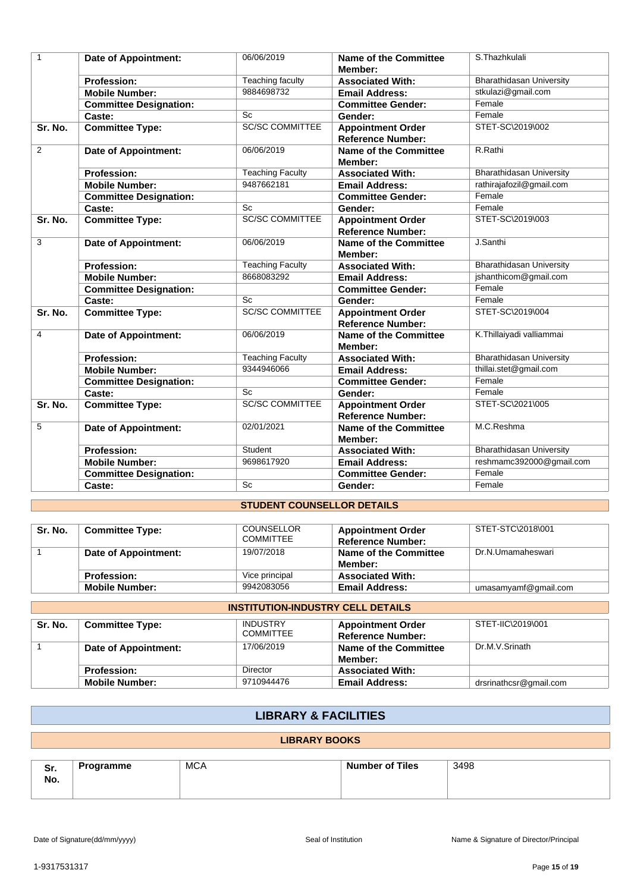| 1 | Date of Appointment: | 06/06/2019 | Name of the Committee Member: | S.Thazhkulali |
|---|---|---|---|---|
| | Profession: | Teaching faculty | Associated With: | Bharathidasan University |
| | Mobile Number: | 9884698732 | Email Address: | stkulazi@gmail.com |
| | Committee Designation: | | Committee Gender: | Female |
| | Caste: | Sc | Gender: | Female |
| Sr. No. | Committee Type: | SC/SC COMMITTEE | Appointment Order Reference Number: | STET-SC\2019\002 |
| 2 | Date of Appointment: | 06/06/2019 | Name of the Committee Member: | R.Rathi |
| | Profession: | Teaching Faculty | Associated With: | Bharathidasan University |
| | Mobile Number: | 9487662181 | Email Address: | rathirajafozil@gmail.com |
| | Committee Designation: | | Committee Gender: | Female |
| | Caste: | Sc | Gender: | Female |
| Sr. No. | Committee Type: | SC/SC COMMITTEE | Appointment Order Reference Number: | STET-SC\2019\003 |
| 3 | Date of Appointment: | 06/06/2019 | Name of the Committee Member: | J.Santhi |
| | Profession: | Teaching Faculty | Associated With: | Bharathidasan University |
| | Mobile Number: | 8668083292 | Email Address: | jshanthicom@gmail.com |
| | Committee Designation: | | Committee Gender: | Female |
| | Caste: | Sc | Gender: | Female |
| Sr. No. | Committee Type: | SC/SC COMMITTEE | Appointment Order Reference Number: | STET-SC\2019\004 |
| 4 | Date of Appointment: | 06/06/2019 | Name of the Committee Member: | K.Thillaiyadi valliammai |
| | Profession: | Teaching Faculty | Associated With: | Bharathidasan University |
| | Mobile Number: | 9344946066 | Email Address: | thillai.stet@gmail.com |
| | Committee Designation: | | Committee Gender: | Female |
| | Caste: | Sc | Gender: | Female |
| Sr. No. | Committee Type: | SC/SC COMMITTEE | Appointment Order Reference Number: | STET-SC\2021\005 |
| 5 | Date of Appointment: | 02/01/2021 | Name of the Committee Member: | M.C.Reshma |
| | Profession: | Student | Associated With: | Bharathidasan University |
| | Mobile Number: | 9698617920 | Email Address: | reshmamc392000@gmail.com |
| | Committee Designation: | | Committee Gender: | Female |
| | Caste: | Sc | Gender: | Female |

### STUDENT COUNSELLOR DETAILS

| Sr. No. | Committee Type: | COUNSELLOR COMMITTEE | Appointment Order Reference Number: | STET-STC\2018\001 |
|---|---|---|---|---|
| 1 | Date of Appointment: | 19/07/2018 | Name of the Committee Member: | Dr.N.Umamaheswari |
| | Profession: | Vice principal | Associated With: | |
| | Mobile Number: | 9942083056 | Email Address: | umasamyamf@gmail.com |

### INSTITUTION-INDUSTRY CELL DETAILS

| Sr. No. | Committee Type: | INDUSTRY COMMITTEE | Appointment Order Reference Number: | STET-IIC\2019\001 |
|---|---|---|---|---|
| 1 | Date of Appointment: | 17/06/2019 | Name of the Committee Member: | Dr.M.V.Srinath |
| | Profession: | Director | Associated With: | |
| | Mobile Number: | 9710944476 | Email Address: | drsrinathcsr@gmail.com |

## LIBRARY & FACILITIES

### LIBRARY BOOKS

| Sr. No. | Programme | MCA | Number of Tiles | 3498 |
|---|---|---|---|---|

Date of Signature(dd/mm/yyyy) | Seal of Institution | Name & Signature of Director/Principal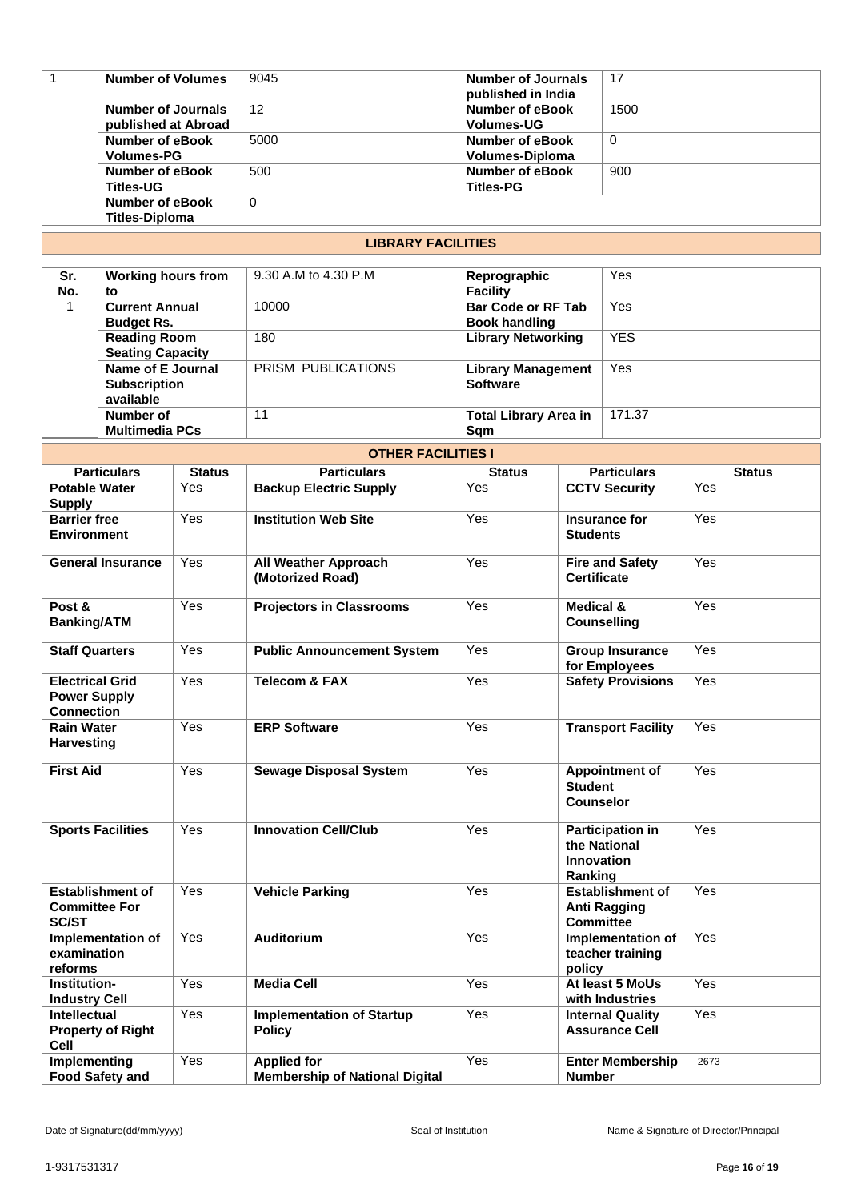| 1 | Number of Volumes | 9045 | Number of Journals published in India | 17 |
|---|---|---|---|---|
| | Number of Journals published at Abroad | 12 | Number of eBook Volumes-UG | 1500 |
| | Number of eBook Volumes-PG | 5000 | Number of eBook Volumes-Diploma | 0 |
| | Number of eBook Titles-UG | 500 | Number of eBook Titles-PG | 900 |
| | Number of eBook Titles-Diploma | 0 | | |

## LIBRARY FACILITIES

| Sr. No. | Working hours from to | 9.30 A.M to 4.30 P.M | Reprographic Facility | Yes |
|---|---|---|---|---|
| 1 | Current Annual Budget Rs. | 10000 | Bar Code or RF Tab Book handling | Yes |
| | Reading Room Seating Capacity | 180 | Library Networking | YES |
| | Name of E Journal Subscription available | PRISM PUBLICATIONS | Library Management Software | Yes |
| | Number of Multimedia PCs | 11 | Total Library Area in Sqm | 171.37 |

## OTHER FACILITIES I

| Particulars | Status | Particulars | Status | Particulars | Status |
|---|---|---|---|---|---|
| Potable Water Supply | Yes | Backup Electric Supply | Yes | CCTV Security | Yes |
| Barrier free Environment | Yes | Institution Web Site | Yes | Insurance for Students | Yes |
| General Insurance | Yes | All Weather Approach (Motorized Road) | Yes | Fire and Safety Certificate | Yes |
| Post & Banking/ATM | Yes | Projectors in Classrooms | Yes | Medical & Counselling | Yes |
| Staff Quarters | Yes | Public Announcement System | Yes | Group Insurance for Employees | Yes |
| Electrical Grid Power Supply Connection | Yes | Telecom & FAX | Yes | Safety Provisions | Yes |
| Rain Water Harvesting | Yes | ERP Software | Yes | Transport Facility | Yes |
| First Aid | Yes | Sewage Disposal System | Yes | Appointment of Student Counselor | Yes |
| Sports Facilities | Yes | Innovation Cell/Club | Yes | Participation in the National Innovation Ranking | Yes |
| Establishment of Committee For SC/ST | Yes | Vehicle Parking | Yes | Establishment of Anti Ragging Committee | Yes |
| Implementation of examination reforms | Yes | Auditorium | Yes | Implementation of teacher training policy | Yes |
| Institution-Industry Cell | Yes | Media Cell | Yes | At least 5 MoUs with Industries | Yes |
| Intellectual Property of Right Cell | Yes | Implementation of Startup Policy | Yes | Internal Quality Assurance Cell | Yes |
| Implementing Food Safety and | Yes | Applied for Membership of National Digital | Yes | Enter Membership Number | 2673 |

Date of Signature(dd/mm/yyyy) Seal of Institution Name & Signature of Director/Principal

1-9317531317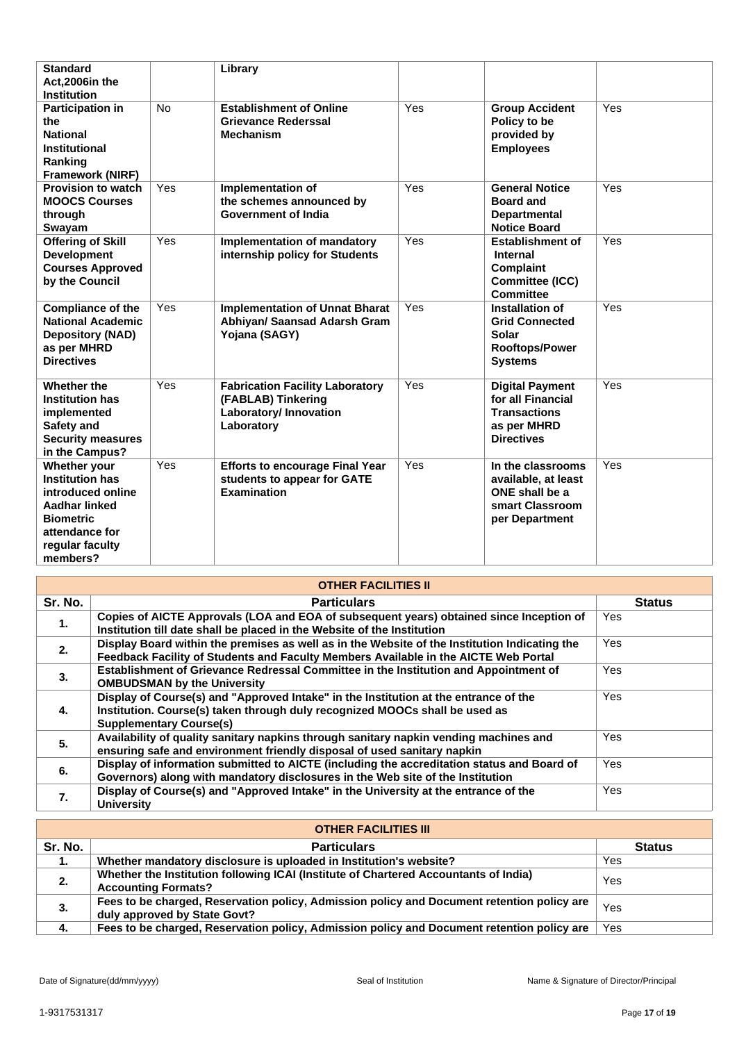| | | | | | |
|---|---|---|---|---|---|
| **Standard Act,2006in the Institution** | | **Library** | | | |
| **Participation in the National Institutional Ranking Framework (NIRF)** | No | **Establishment of Online Grievance Rederssal Mechanism** | Yes | **Group Accident Policy to be provided by Employees** | Yes |
| **Provision to watch MOOCS Courses through Swayam** | Yes | **Implementation of the schemes announced by Government of India** | Yes | **General Notice Board and Departmental Notice Board** | Yes |
| **Offering of Skill Development Courses Approved by the Council** | Yes | **Implementation of mandatory internship policy for Students** | Yes | **Establishment of Internal Complaint Committee (ICC) Committee** | Yes |
| **Compliance of the National Academic Depository (NAD) as per MHRD Directives** | Yes | **Implementation of Unnat Bharat Abhiyan/ Saansad Adarsh Gram Yojana (SAGY)** | Yes | **Installation of Grid Connected Solar Rooftops/Power Systems** | Yes |
| **Whether the Institution has implemented Safety and Security measures in the Campus?** | Yes | **Fabrication Facility Laboratory (FABLAB) Tinkering Laboratory/ Innovation Laboratory** | Yes | **Digital Payment for all Financial Transactions as per MHRD Directives** | Yes |
| **Whether your Institution has introduced online Aadhar linked Biometric attendance for regular faculty members?** | Yes | **Efforts to encourage Final Year students to appear for GATE Examination** | Yes | **In the classrooms available, at least ONE shall be a smart Classroom per Department** | Yes |

| OTHER FACILITIES II | | |
|---|---|---|
| **Sr. No.** | **Particulars** | **Status** |
| **1.** | **Copies of AICTE Approvals (LOA and EOA of subsequent years) obtained since Inception of Institution till date shall be placed in the Website of the Institution** | Yes |
| **2.** | **Display Board within the premises as well as in the Website of the Institution Indicating the Feedback Facility of Students and Faculty Members Available in the AICTE Web Portal** | Yes |
| **3.** | **Establishment of Grievance Redressal Committee in the Institution and Appointment of OMBUDSMAN by the University** | Yes |
| **4.** | **Display of Course(s) and "Approved Intake" in the Institution at the entrance of the Institution. Course(s) taken through duly recognized MOOCs shall be used as Supplementary Course(s)** | Yes |
| **5.** | **Availability of quality sanitary napkins through sanitary napkin vending machines and ensuring safe and environment friendly disposal of used sanitary napkin** | Yes |
| **6.** | **Display of information submitted to AICTE (including the accreditation status and Board of Governors) along with mandatory disclosures in the Web site of the Institution** | Yes |
| **7.** | **Display of Course(s) and "Approved Intake" in the University at the entrance of the University** | Yes |

| OTHER FACILITIES III | | |
|---|---|---|
| **Sr. No.** | **Particulars** | **Status** |
| **1.** | **Whether mandatory disclosure is uploaded in Institution's website?** | Yes |
| **2.** | **Whether the Institution following ICAI (Institute of Chartered Accountants of India) Accounting Formats?** | Yes |
| **3.** | **Fees to be charged, Reservation policy, Admission policy and Document retention policy are duly approved by State Govt?** | Yes |
| **4.** | **Fees to be charged, Reservation policy, Admission policy and Document retention policy are** | Yes |

Date of Signature(dd/mm/yyyy) | Seal of Institution | Name & Signature of Director/Principal

1-9317531317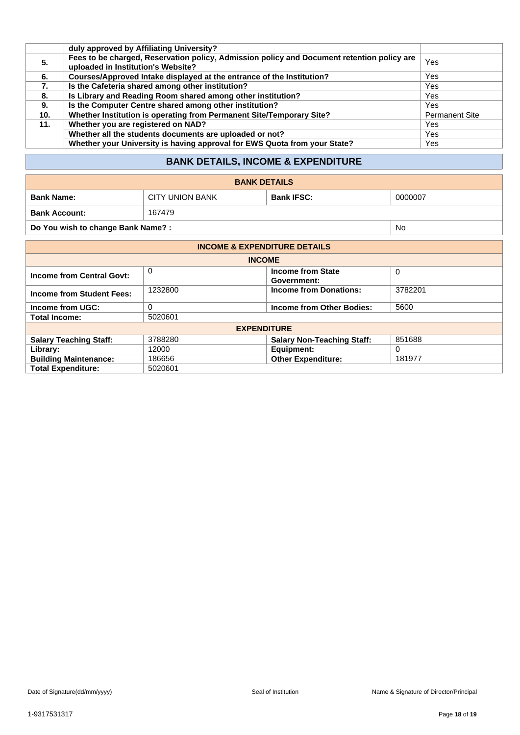|  |  |  |
|---|---|---|
|  | **duly approved by Affiliating University?** |  |
| **5.** | **Fees to be charged, Reservation policy, Admission policy and Document retention policy are uploaded in Institution's Website?** | Yes |
| **6.** | **Courses/Approved Intake displayed at the entrance of the Institution?** | Yes |
| **7.** | **Is the Cafeteria shared among other institution?** | Yes |
| **8.** | **Is Library and Reading Room shared among other institution?** | Yes |
| **9.** | **Is the Computer Centre shared among other institution?** | Yes |
| **10.** | **Whether Institution is operating from Permanent Site/Temporary Site?** | Permanent Site |
| **11.** | **Whether you are registered on NAD?** | Yes |
|  | **Whether all the students documents are uploaded or not?** | Yes |
|  | **Whether your University is having approval for EWS Quota from your State?** | Yes |

## BANK DETAILS, INCOME & EXPENDITURE

| BANK DETAILS | | | |
|---|---|---|---|
| **Bank Name:** | CITY UNION BANK | **Bank IFSC:** | 0000007 |
| **Bank Account:** | 167479 | | |
| **Do You wish to change Bank Name? :** | | | No |

| INCOME & EXPENDITURE DETAILS | | | |
|---|---|---|---|
| **INCOME** | | | |
| **Income from Central Govt:** | 0 | **Income from State Government:** | 0 |
| **Income from Student Fees:** | 1232800 | **Income from Donations:** | 3782201 |
| **Income from UGC:** | 0 | **Income from Other Bodies:** | 5600 |
| **Total Income:** | 5020601 | | |
| **EXPENDITURE** | | | |
| **Salary Teaching Staff:** | 3788280 | **Salary Non-Teaching Staff:** | 851688 |
| **Library:** | 12000 | **Equipment:** | 0 |
| **Building Maintenance:** | 186656 | **Other Expenditure:** | 181977 |
| **Total Expenditure:** | 5020601 | | |

Date of Signature(dd/mm/yyyy) Seal of Institution Name & Signature of Director/Principal

1-9317531317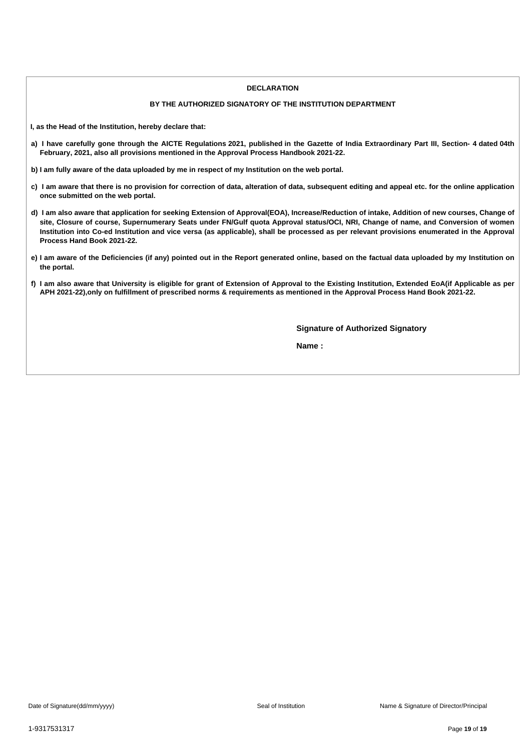**DECLARATION**

**BY THE AUTHORIZED SIGNATORY OF THE INSTITUTION DEPARTMENT**

**I, as the Head of the Institution, hereby declare that:**

**a) I have carefully gone through the AICTE Regulations 2021, published in the Gazette of India Extraordinary Part III, Section- 4 dated 04th February, 2021, also all provisions mentioned in the Approval Process Handbook 2021-22.**

**b) I am fully aware of the data uploaded by me in respect of my Institution on the web portal.**

**c) I am aware that there is no provision for correction of data, alteration of data, subsequent editing and appeal etc. for the online application once submitted on the web portal.**

**d) I am also aware that application for seeking Extension of Approval(EOA), Increase/Reduction of intake, Addition of new courses, Change of site, Closure of course, Supernumerary Seats under FN/Gulf quota Approval status/OCI, NRI, Change of name, and Conversion of women Institution into Co-ed Institution and vice versa (as applicable), shall be processed as per relevant provisions enumerated in the Approval Process Hand Book 2021-22.**

**e) I am aware of the Deficiencies (if any) pointed out in the Report generated online, based on the factual data uploaded by my Institution on the portal.**

**f) I am also aware that University is eligible for grant of Extension of Approval to the Existing Institution, Extended EoA(if Applicable as per APH 2021-22),only on fulfillment of prescribed norms & requirements as mentioned in the Approval Process Hand Book 2021-22.**

**Signature of Authorized Signatory**

**Name :**

Date of Signature(dd/mm/yyyy)

Seal of Institution

Name & Signature of Director/Principal

1-9317531317